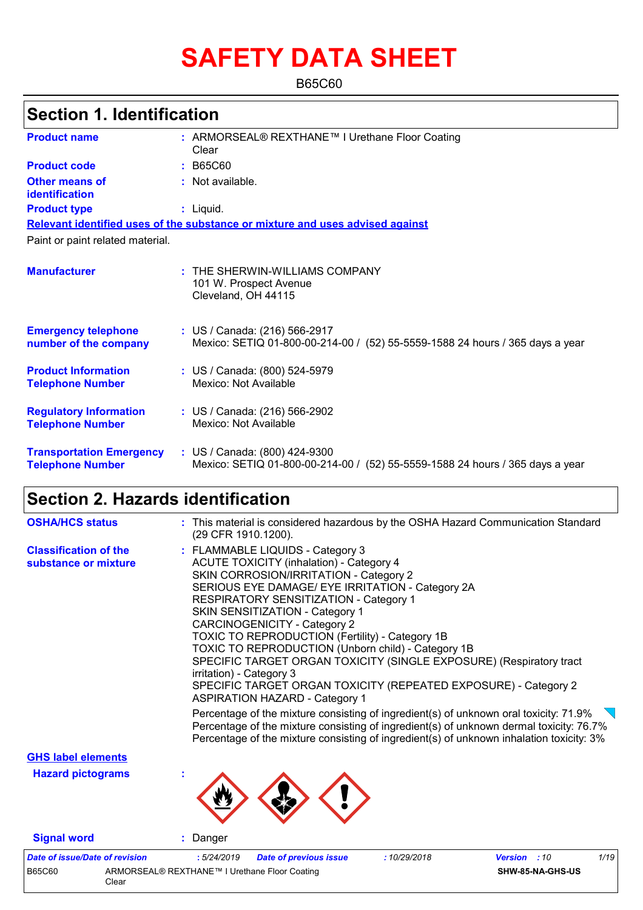# SAFETY DATA SHEET

B65C60

## Section 1. Identification

| | |
|---|---|
| **Product name** | : ARMORSEAL® REXTHANE™ I Urethane Floor Coating Clear |
| **Product code** | : B65C60 |
| **Other means of identification** | : Not available. |
| **Product type** | : Liquid. |

**Relevant identified uses of the substance or mixture and uses advised against**

Paint or paint related material.

| | |
|---|---|
| **Manufacturer** | : THE SHERWIN-WILLIAMS COMPANY<br>101 W. Prospect Avenue<br>Cleveland, OH 44115 |
| **Emergency telephone number of the company** | : US / Canada: (216) 566-2917<br>Mexico: SETIQ 01-800-00-214-00 / (52) 55-5559-1588 24 hours / 365 days a year |
| **Product Information Telephone Number** | : US / Canada: (800) 524-5979<br>Mexico: Not Available |
| **Regulatory Information Telephone Number** | : US / Canada: (216) 566-2902<br>Mexico: Not Available |
| **Transportation Emergency Telephone Number** | : US / Canada: (800) 424-9300<br>Mexico: SETIQ 01-800-00-214-00 / (52) 55-5559-1588 24 hours / 365 days a year |

## Section 2. Hazards identification

**OSHA/HCS status** : This material is considered hazardous by the OSHA Hazard Communication Standard (29 CFR 1910.1200).

**Classification of the substance or mixture** :

FLAMMABLE LIQUIDS - Category 3
ACUTE TOXICITY (inhalation) - Category 4
SKIN CORROSION/IRRITATION - Category 2
SERIOUS EYE DAMAGE/ EYE IRRITATION - Category 2A
RESPIRATORY SENSITIZATION - Category 1
SKIN SENSITIZATION - Category 1
CARCINOGENICITY - Category 2
TOXIC TO REPRODUCTION (Fertility) - Category 1B
TOXIC TO REPRODUCTION (Unborn child) - Category 1B
SPECIFIC TARGET ORGAN TOXICITY (SINGLE EXPOSURE) (Respiratory tract irritation) - Category 3
SPECIFIC TARGET ORGAN TOXICITY (REPEATED EXPOSURE) - Category 2
ASPIRATION HAZARD - Category 1

Percentage of the mixture consisting of ingredient(s) of unknown oral toxicity: 71.9%
Percentage of the mixture consisting of ingredient(s) of unknown dermal toxicity: 76.7%
Percentage of the mixture consisting of ingredient(s) of unknown inhalation toxicity: 3%

**GHS label elements**

**Hazard pictograms** :

**Signal word** : Danger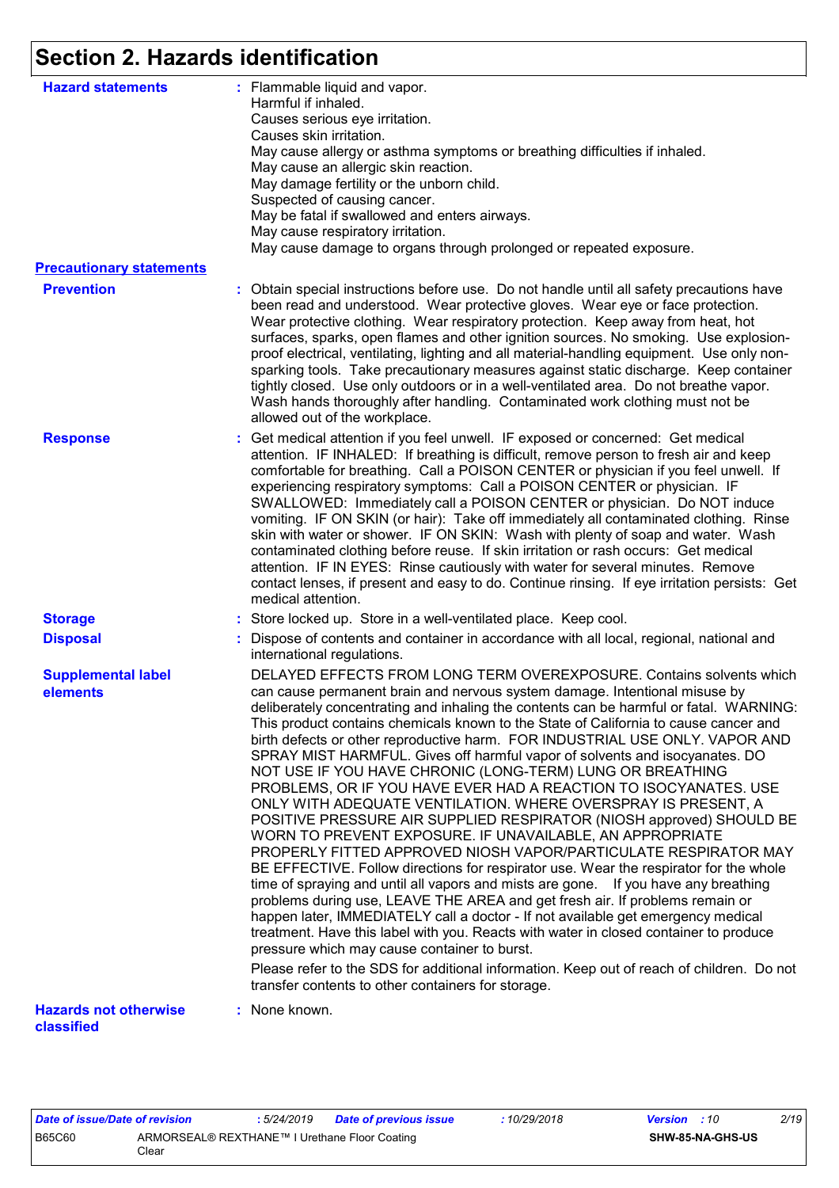## Section 2. Hazards identification

**Hazard statements** : Flammable liquid and vapor.
Harmful if inhaled.
Causes serious eye irritation.
Causes skin irritation.
May cause allergy or asthma symptoms or breathing difficulties if inhaled.
May cause an allergic skin reaction.
May damage fertility or the unborn child.
Suspected of causing cancer.
May be fatal if swallowed and enters airways.
May cause respiratory irritation.
May cause damage to organs through prolonged or repeated exposure.

**Precautionary statements**

**Prevention** : Obtain special instructions before use. Do not handle until all safety precautions have been read and understood. Wear protective gloves. Wear eye or face protection. Wear protective clothing. Wear respiratory protection. Keep away from heat, hot surfaces, sparks, open flames and other ignition sources. No smoking. Use explosion-proof electrical, ventilating, lighting and all material-handling equipment. Use only non-sparking tools. Take precautionary measures against static discharge. Keep container tightly closed. Use only outdoors or in a well-ventilated area. Do not breathe vapor. Wash hands thoroughly after handling. Contaminated work clothing must not be allowed out of the workplace.

**Response** : Get medical attention if you feel unwell. IF exposed or concerned: Get medical attention. IF INHALED: If breathing is difficult, remove person to fresh air and keep comfortable for breathing. Call a POISON CENTER or physician if you feel unwell. If experiencing respiratory symptoms: Call a POISON CENTER or physician. IF SWALLOWED: Immediately call a POISON CENTER or physician. Do NOT induce vomiting. IF ON SKIN (or hair): Take off immediately all contaminated clothing. Rinse skin with water or shower. IF ON SKIN: Wash with plenty of soap and water. Wash contaminated clothing before reuse. If skin irritation or rash occurs: Get medical attention. IF IN EYES: Rinse cautiously with water for several minutes. Remove contact lenses, if present and easy to do. Continue rinsing. If eye irritation persists: Get medical attention.

**Storage** : Store locked up. Store in a well-ventilated place. Keep cool.

**Disposal** : Dispose of contents and container in accordance with all local, regional, national and international regulations.

**Supplemental label elements**

DELAYED EFFECTS FROM LONG TERM OVEREXPOSURE. Contains solvents which can cause permanent brain and nervous system damage. Intentional misuse by deliberately concentrating and inhaling the contents can be harmful or fatal. WARNING: This product contains chemicals known to the State of California to cause cancer and birth defects or other reproductive harm. FOR INDUSTRIAL USE ONLY. VAPOR AND SPRAY MIST HARMFUL. Gives off harmful vapor of solvents and isocyanates. DO NOT USE IF YOU HAVE CHRONIC (LONG-TERM) LUNG OR BREATHING PROBLEMS, OR IF YOU HAVE EVER HAD A REACTION TO ISOCYANATES. USE ONLY WITH ADEQUATE VENTILATION. WHERE OVERSPRAY IS PRESENT, A POSITIVE PRESSURE AIR SUPPLIED RESPIRATOR (NIOSH approved) SHOULD BE WORN TO PREVENT EXPOSURE. IF UNAVAILABLE, AN APPROPRIATE PROPERLY FITTED APPROVED NIOSH VAPOR/PARTICULATE RESPIRATOR MAY BE EFFECTIVE. Follow directions for respirator use. Wear the respirator for the whole time of spraying and until all vapors and mists are gone. If you have any breathing problems during use, LEAVE THE AREA and get fresh air. If problems remain or happen later, IMMEDIATELY call a doctor - If not available get emergency medical treatment. Have this label with you. Reacts with water in closed container to produce pressure which may cause container to burst.

Please refer to the SDS for additional information. Keep out of reach of children. Do not transfer contents to other containers for storage.

**Hazards not otherwise classified** : None known.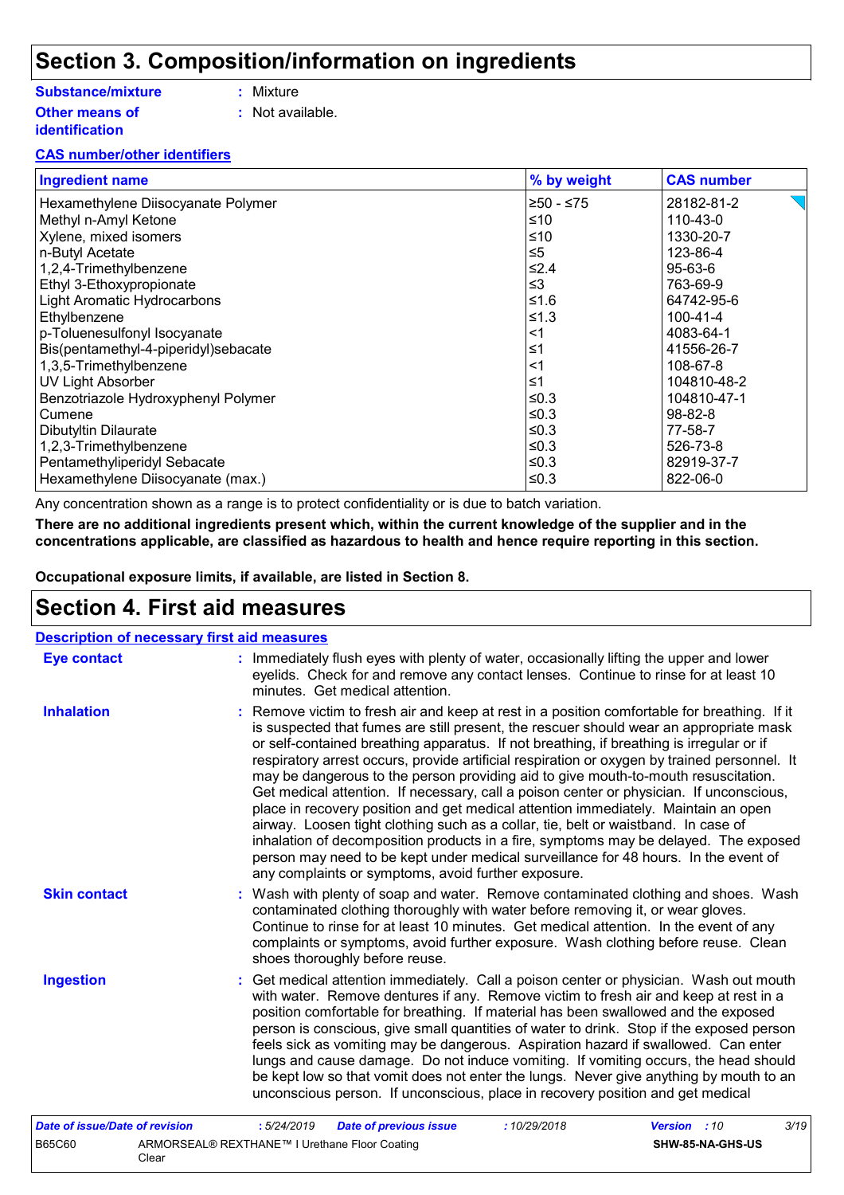# Section 3. Composition/information on ingredients

**Substance/mixture** : Mixture

**Other means of identification** : Not available.

**CAS number/other identifiers**

| Ingredient name | % by weight | CAS number |
|---|---|---|
| Hexamethylene Diisocyanate Polymer | ≥50 - ≤75 | 28182-81-2 |
| Methyl n-Amyl Ketone | ≤10 | 110-43-0 |
| Xylene, mixed isomers | ≤10 | 1330-20-7 |
| n-Butyl Acetate | ≤5 | 123-86-4 |
| 1,2,4-Trimethylbenzene | ≤2.4 | 95-63-6 |
| Ethyl 3-Ethoxypropionate | ≤3 | 763-69-9 |
| Light Aromatic Hydrocarbons | ≤1.6 | 64742-95-6 |
| Ethylbenzene | ≤1.3 | 100-41-4 |
| p-Toluenesulfonyl Isocyanate | <1 | 4083-64-1 |
| Bis(pentamethyl-4-piperidyl)sebacate | ≤1 | 41556-26-7 |
| 1,3,5-Trimethylbenzene | <1 | 108-67-8 |
| UV Light Absorber | ≤1 | 104810-48-2 |
| Benzotriazole Hydroxyphenyl Polymer | ≤0.3 | 104810-47-1 |
| Cumene | ≤0.3 | 98-82-8 |
| Dibutyltin Dilaurate | ≤0.3 | 77-58-7 |
| 1,2,3-Trimethylbenzene | ≤0.3 | 526-73-8 |
| Pentamethyliperidyl Sebacate | ≤0.3 | 82919-37-7 |
| Hexamethylene Diisocyanate (max.) | ≤0.3 | 822-06-0 |

Any concentration shown as a range is to protect confidentiality or is due to batch variation.

**There are no additional ingredients present which, within the current knowledge of the supplier and in the concentrations applicable, are classified as hazardous to health and hence require reporting in this section.**

**Occupational exposure limits, if available, are listed in Section 8.**

# Section 4. First aid measures

**Description of necessary first aid measures**

**Eye contact** : Immediately flush eyes with plenty of water, occasionally lifting the upper and lower eyelids. Check for and remove any contact lenses. Continue to rinse for at least 10 minutes. Get medical attention.

**Inhalation** : Remove victim to fresh air and keep at rest in a position comfortable for breathing. If it is suspected that fumes are still present, the rescuer should wear an appropriate mask or self-contained breathing apparatus. If not breathing, if breathing is irregular or if respiratory arrest occurs, provide artificial respiration or oxygen by trained personnel. It may be dangerous to the person providing aid to give mouth-to-mouth resuscitation. Get medical attention. If necessary, call a poison center or physician. If unconscious, place in recovery position and get medical attention immediately. Maintain an open airway. Loosen tight clothing such as a collar, tie, belt or waistband. In case of inhalation of decomposition products in a fire, symptoms may be delayed. The exposed person may need to be kept under medical surveillance for 48 hours. In the event of any complaints or symptoms, avoid further exposure.

**Skin contact** : Wash with plenty of soap and water. Remove contaminated clothing and shoes. Wash contaminated clothing thoroughly with water before removing it, or wear gloves. Continue to rinse for at least 10 minutes. Get medical attention. In the event of any complaints or symptoms, avoid further exposure. Wash clothing before reuse. Clean shoes thoroughly before reuse.

**Ingestion** : Get medical attention immediately. Call a poison center or physician. Wash out mouth with water. Remove dentures if any. Remove victim to fresh air and keep at rest in a position comfortable for breathing. If material has been swallowed and the exposed person is conscious, give small quantities of water to drink. Stop if the exposed person feels sick as vomiting may be dangerous. Aspiration hazard if swallowed. Can enter lungs and cause damage. Do not induce vomiting. If vomiting occurs, the head should be kept low so that vomit does not enter the lungs. Never give anything by mouth to an unconscious person. If unconscious, place in recovery position and get medical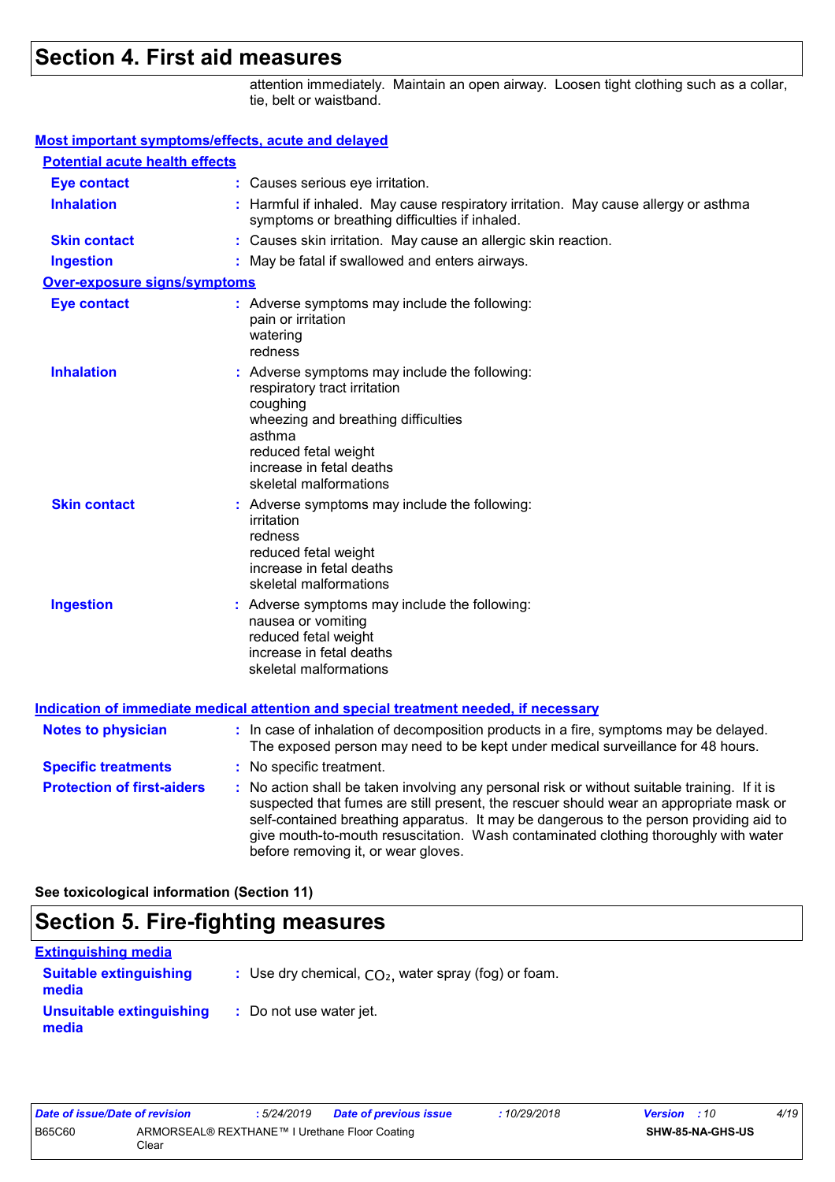## Section 4. First aid measures

attention immediately. Maintain an open airway. Loosen tight clothing such as a collar, tie, belt or waistband.

### Most important symptoms/effects, acute and delayed

#### Potential acute health effects

**Eye contact** : Causes serious eye irritation.

**Inhalation** : Harmful if inhaled. May cause respiratory irritation. May cause allergy or asthma symptoms or breathing difficulties if inhaled.

**Skin contact** : Causes skin irritation. May cause an allergic skin reaction.

**Ingestion** : May be fatal if swallowed and enters airways.

#### Over-exposure signs/symptoms

**Eye contact** : Adverse symptoms may include the following:
pain or irritation
watering
redness

**Inhalation** : Adverse symptoms may include the following:
respiratory tract irritation
coughing
wheezing and breathing difficulties
asthma
reduced fetal weight
increase in fetal deaths
skeletal malformations

**Skin contact** : Adverse symptoms may include the following:
irritation
redness
reduced fetal weight
increase in fetal deaths
skeletal malformations

**Ingestion** : Adverse symptoms may include the following:
nausea or vomiting
reduced fetal weight
increase in fetal deaths
skeletal malformations

### Indication of immediate medical attention and special treatment needed, if necessary

**Notes to physician** : In case of inhalation of decomposition products in a fire, symptoms may be delayed. The exposed person may need to be kept under medical surveillance for 48 hours.

**Specific treatments** : No specific treatment.

**Protection of first-aiders** : No action shall be taken involving any personal risk or without suitable training. If it is suspected that fumes are still present, the rescuer should wear an appropriate mask or self-contained breathing apparatus. It may be dangerous to the person providing aid to give mouth-to-mouth resuscitation. Wash contaminated clothing thoroughly with water before removing it, or wear gloves.

**See toxicological information (Section 11)**

## Section 5. Fire-fighting measures

### Extinguishing media

**Suitable extinguishing media** : Use dry chemical, $CO_2$, water spray (fog) or foam.

**Unsuitable extinguishing media** : Do not use water jet.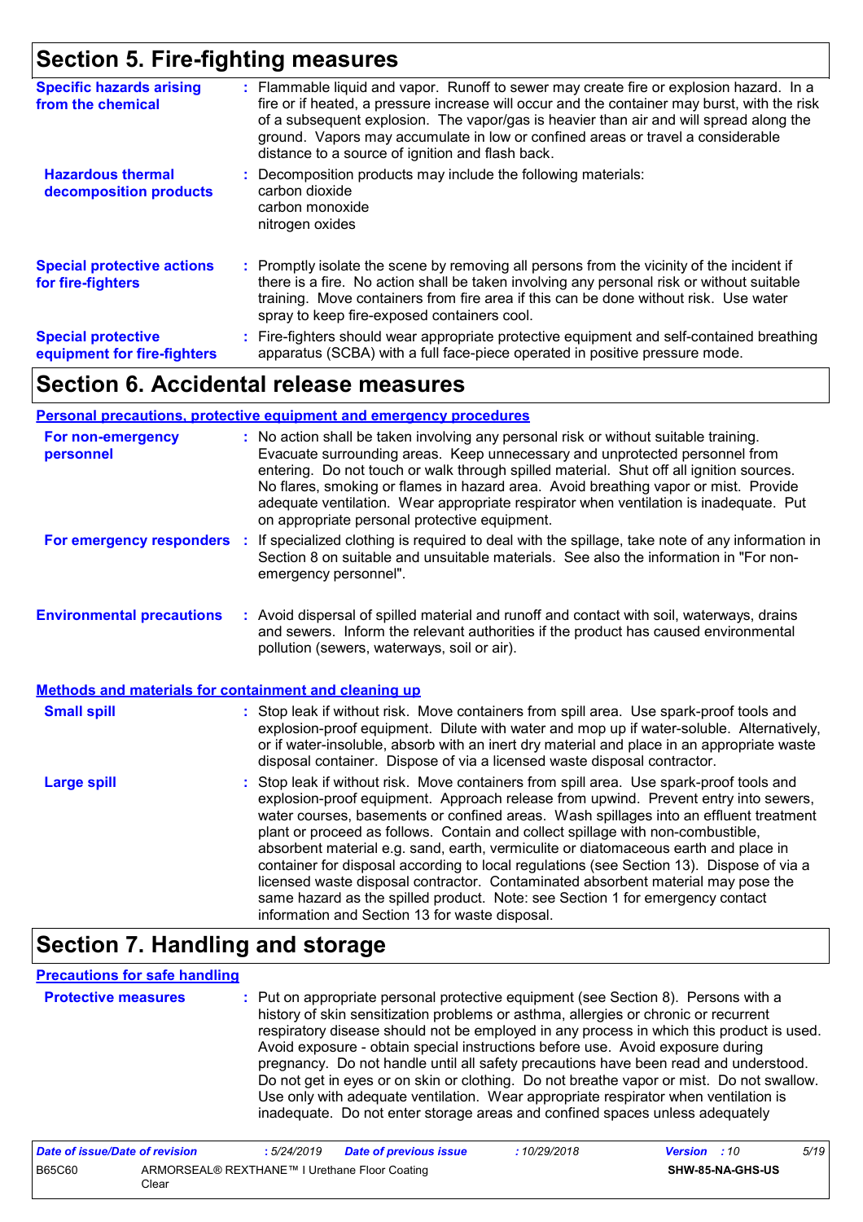## Section 5. Fire-fighting measures

**Specific hazards arising from the chemical** : Flammable liquid and vapor. Runoff to sewer may create fire or explosion hazard. In a fire or if heated, a pressure increase will occur and the container may burst, with the risk of a subsequent explosion. The vapor/gas is heavier than air and will spread along the ground. Vapors may accumulate in low or confined areas or travel a considerable distance to a source of ignition and flash back.

**Hazardous thermal decomposition products** : Decomposition products may include the following materials:
carbon dioxide
carbon monoxide
nitrogen oxides

**Special protective actions for fire-fighters** : Promptly isolate the scene by removing all persons from the vicinity of the incident if there is a fire. No action shall be taken involving any personal risk or without suitable training. Move containers from fire area if this can be done without risk. Use water spray to keep fire-exposed containers cool.

**Special protective equipment for fire-fighters** : Fire-fighters should wear appropriate protective equipment and self-contained breathing apparatus (SCBA) with a full face-piece operated in positive pressure mode.

## Section 6. Accidental release measures

### Personal precautions, protective equipment and emergency procedures

**For non-emergency personnel** : No action shall be taken involving any personal risk or without suitable training. Evacuate surrounding areas. Keep unnecessary and unprotected personnel from entering. Do not touch or walk through spilled material. Shut off all ignition sources. No flares, smoking or flames in hazard area. Avoid breathing vapor or mist. Provide adequate ventilation. Wear appropriate respirator when ventilation is inadequate. Put on appropriate personal protective equipment.

**For emergency responders** : If specialized clothing is required to deal with the spillage, take note of any information in Section 8 on suitable and unsuitable materials. See also the information in "For non-emergency personnel".

**Environmental precautions** : Avoid dispersal of spilled material and runoff and contact with soil, waterways, drains and sewers. Inform the relevant authorities if the product has caused environmental pollution (sewers, waterways, soil or air).

### Methods and materials for containment and cleaning up

**Small spill** : Stop leak if without risk. Move containers from spill area. Use spark-proof tools and explosion-proof equipment. Dilute with water and mop up if water-soluble. Alternatively, or if water-insoluble, absorb with an inert dry material and place in an appropriate waste disposal container. Dispose of via a licensed waste disposal contractor.

**Large spill** : Stop leak if without risk. Move containers from spill area. Use spark-proof tools and explosion-proof equipment. Approach release from upwind. Prevent entry into sewers, water courses, basements or confined areas. Wash spillages into an effluent treatment plant or proceed as follows. Contain and collect spillage with non-combustible, absorbent material e.g. sand, earth, vermiculite or diatomaceous earth and place in container for disposal according to local regulations (see Section 13). Dispose of via a licensed waste disposal contractor. Contaminated absorbent material may pose the same hazard as the spilled product. Note: see Section 1 for emergency contact information and Section 13 for waste disposal.

## Section 7. Handling and storage

### Precautions for safe handling

**Protective measures** : Put on appropriate personal protective equipment (see Section 8). Persons with a history of skin sensitization problems or asthma, allergies or chronic or recurrent respiratory disease should not be employed in any process in which this product is used. Avoid exposure - obtain special instructions before use. Avoid exposure during pregnancy. Do not handle until all safety precautions have been read and understood. Do not get in eyes or on skin or clothing. Do not breathe vapor or mist. Do not swallow. Use only with adequate ventilation. Wear appropriate respirator when ventilation is inadequate. Do not enter storage areas and confined spaces unless adequately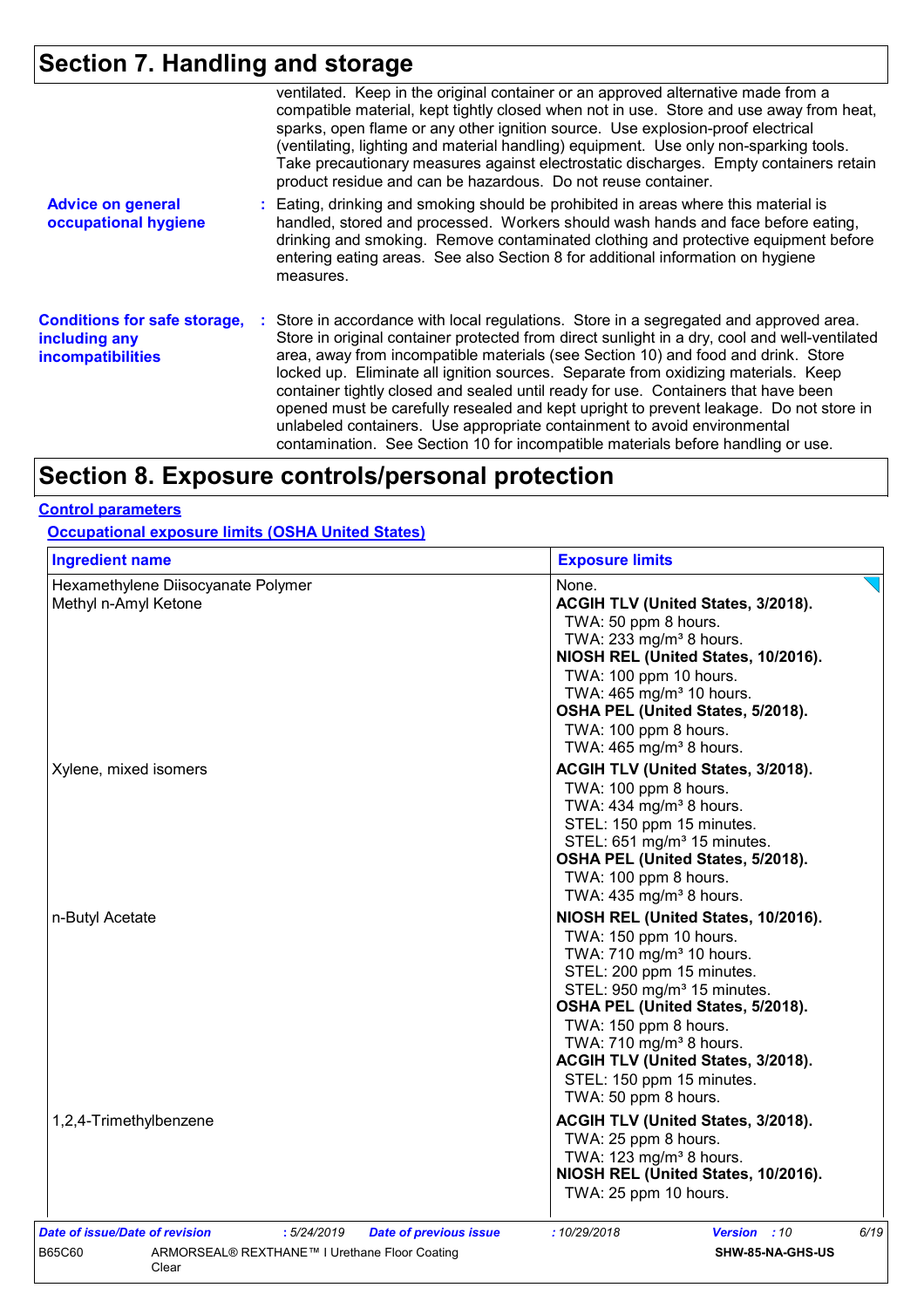# Section 7. Handling and storage

ventilated. Keep in the original container or an approved alternative made from a compatible material, kept tightly closed when not in use. Store and use away from heat, sparks, open flame or any other ignition source. Use explosion-proof electrical (ventilating, lighting and material handling) equipment. Use only non-sparking tools. Take precautionary measures against electrostatic discharges. Empty containers retain product residue and can be hazardous. Do not reuse container.

**Advice on general occupational hygiene** : Eating, drinking and smoking should be prohibited in areas where this material is handled, stored and processed. Workers should wash hands and face before eating, drinking and smoking. Remove contaminated clothing and protective equipment before entering eating areas. See also Section 8 for additional information on hygiene measures.

**Conditions for safe storage, including any incompatibilities** : Store in accordance with local regulations. Store in a segregated and approved area. Store in original container protected from direct sunlight in a dry, cool and well-ventilated area, away from incompatible materials (see Section 10) and food and drink. Store locked up. Eliminate all ignition sources. Separate from oxidizing materials. Keep container tightly closed and sealed until ready for use. Containers that have been opened must be carefully resealed and kept upright to prevent leakage. Do not store in unlabeled containers. Use appropriate containment to avoid environmental contamination. See Section 10 for incompatible materials before handling or use.

# Section 8. Exposure controls/personal protection

## Control parameters

### Occupational exposure limits (OSHA United States)

| Ingredient name | Exposure limits |
|---|---|
| Hexamethylene Diisocyanate Polymer | None. |
| Methyl n-Amyl Ketone | **ACGIH TLV (United States, 3/2018).**<br>TWA: 50 ppm 8 hours.<br>TWA: 233 mg/m³ 8 hours.<br>**NIOSH REL (United States, 10/2016).**<br>TWA: 100 ppm 10 hours.<br>TWA: 465 mg/m³ 10 hours.<br>**OSHA PEL (United States, 5/2018).**<br>TWA: 100 ppm 8 hours.<br>TWA: 465 mg/m³ 8 hours. |
| Xylene, mixed isomers | **ACGIH TLV (United States, 3/2018).**<br>TWA: 100 ppm 8 hours.<br>TWA: 434 mg/m³ 8 hours.<br>STEL: 150 ppm 15 minutes.<br>STEL: 651 mg/m³ 15 minutes.<br>**OSHA PEL (United States, 5/2018).**<br>TWA: 100 ppm 8 hours.<br>TWA: 435 mg/m³ 8 hours. |
| n-Butyl Acetate | **NIOSH REL (United States, 10/2016).**<br>TWA: 150 ppm 10 hours.<br>TWA: 710 mg/m³ 10 hours.<br>STEL: 200 ppm 15 minutes.<br>STEL: 950 mg/m³ 15 minutes.<br>**OSHA PEL (United States, 5/2018).**<br>TWA: 150 ppm 8 hours.<br>TWA: 710 mg/m³ 8 hours.<br>**ACGIH TLV (United States, 3/2018).**<br>STEL: 150 ppm 15 minutes.<br>TWA: 50 ppm 8 hours. |
| 1,2,4-Trimethylbenzene | **ACGIH TLV (United States, 3/2018).**<br>TWA: 25 ppm 8 hours.<br>TWA: 123 mg/m³ 8 hours.<br>**NIOSH REL (United States, 10/2016).**<br>TWA: 25 ppm 10 hours. |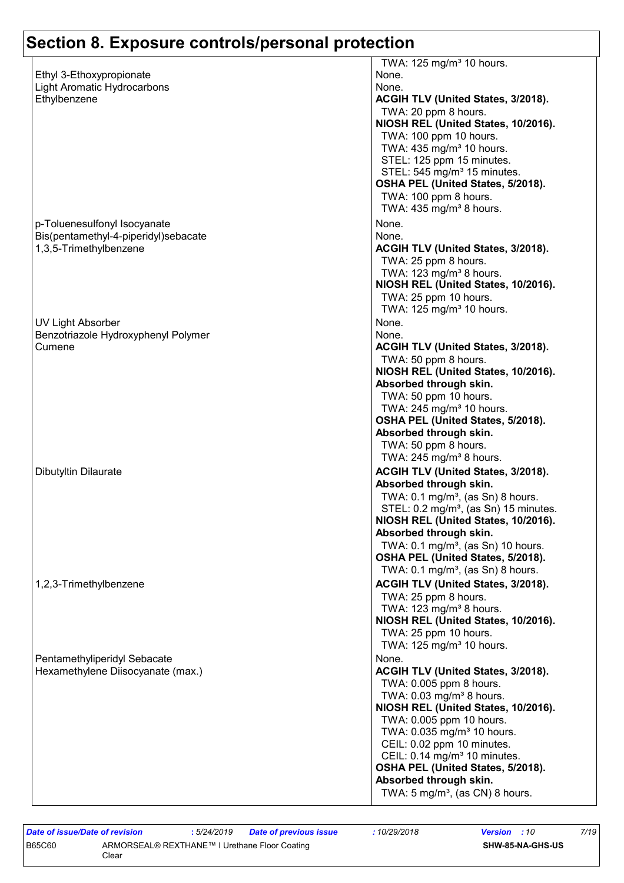# Section 8. Exposure controls/personal protection

| | |
|---|---|
| | TWA: 125 mg/m³ 10 hours. |
| Ethyl 3-Ethoxypropionate | None. |
| Light Aromatic Hydrocarbons | None. |
| Ethylbenzene | **ACGIH TLV (United States, 3/2018).**<br>TWA: 20 ppm 8 hours.<br>**NIOSH REL (United States, 10/2016).**<br>TWA: 100 ppm 10 hours.<br>TWA: 435 mg/m³ 10 hours.<br>STEL: 125 ppm 15 minutes.<br>STEL: 545 mg/m³ 15 minutes.<br>**OSHA PEL (United States, 5/2018).**<br>TWA: 100 ppm 8 hours.<br>TWA: 435 mg/m³ 8 hours. |
| p-Toluenesulfonyl Isocyanate | None. |
| Bis(pentamethyl-4-piperidyl)sebacate | None. |
| 1,3,5-Trimethylbenzene | **ACGIH TLV (United States, 3/2018).**<br>TWA: 25 ppm 8 hours.<br>TWA: 123 mg/m³ 8 hours.<br>**NIOSH REL (United States, 10/2016).**<br>TWA: 25 ppm 10 hours.<br>TWA: 125 mg/m³ 10 hours. |
| UV Light Absorber | None. |
| Benzotriazole Hydroxyphenyl Polymer | None. |
| Cumene | **ACGIH TLV (United States, 3/2018).**<br>TWA: 50 ppm 8 hours.<br>**NIOSH REL (United States, 10/2016).**<br>**Absorbed through skin.**<br>TWA: 50 ppm 10 hours.<br>TWA: 245 mg/m³ 10 hours.<br>**OSHA PEL (United States, 5/2018).**<br>**Absorbed through skin.**<br>TWA: 50 ppm 8 hours.<br>TWA: 245 mg/m³ 8 hours. |
| Dibutyltin Dilaurate | **ACGIH TLV (United States, 3/2018).**<br>**Absorbed through skin.**<br>TWA: 0.1 mg/m³, (as Sn) 8 hours.<br>STEL: 0.2 mg/m³, (as Sn) 15 minutes.<br>**NIOSH REL (United States, 10/2016).**<br>**Absorbed through skin.**<br>TWA: 0.1 mg/m³, (as Sn) 10 hours.<br>**OSHA PEL (United States, 5/2018).**<br>TWA: 0.1 mg/m³, (as Sn) 8 hours. |
| 1,2,3-Trimethylbenzene | **ACGIH TLV (United States, 3/2018).**<br>TWA: 25 ppm 8 hours.<br>TWA: 123 mg/m³ 8 hours.<br>**NIOSH REL (United States, 10/2016).**<br>TWA: 25 ppm 10 hours.<br>TWA: 125 mg/m³ 10 hours. |
| Pentamethyliperidyl Sebacate | None. |
| Hexamethylene Diisocyanate (max.) | **ACGIH TLV (United States, 3/2018).**<br>TWA: 0.005 ppm 8 hours.<br>TWA: 0.03 mg/m³ 8 hours.<br>**NIOSH REL (United States, 10/2016).**<br>TWA: 0.005 ppm 10 hours.<br>TWA: 0.035 mg/m³ 10 hours.<br>CEIL: 0.02 ppm 10 minutes.<br>CEIL: 0.14 mg/m³ 10 minutes.<br>**OSHA PEL (United States, 5/2018).**<br>**Absorbed through skin.**<br>TWA: 5 mg/m³, (as CN) 8 hours. |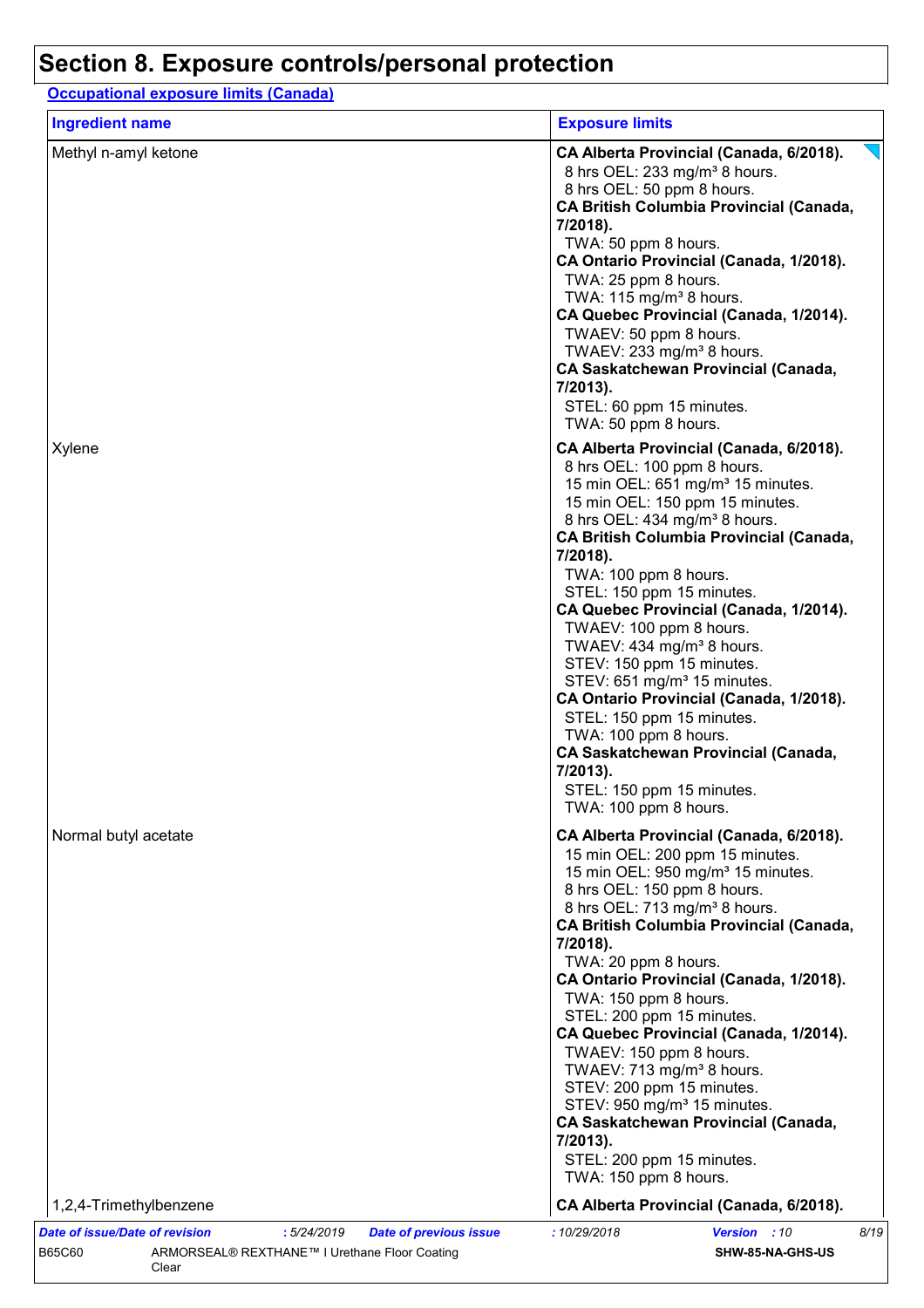# Section 8. Exposure controls/personal protection

**Occupational exposure limits (Canada)**

| Ingredient name | Exposure limits |
|---|---|
| Methyl n-amyl ketone | **CA Alberta Provincial (Canada, 6/2018).**<br>8 hrs OEL: 233 mg/m³ 8 hours.<br>8 hrs OEL: 50 ppm 8 hours.<br>**CA British Columbia Provincial (Canada, 7/2018).**<br>TWA: 50 ppm 8 hours.<br>**CA Ontario Provincial (Canada, 1/2018).**<br>TWA: 25 ppm 8 hours.<br>TWA: 115 mg/m³ 8 hours.<br>**CA Quebec Provincial (Canada, 1/2014).**<br>TWAEV: 50 ppm 8 hours.<br>TWAEV: 233 mg/m³ 8 hours.<br>**CA Saskatchewan Provincial (Canada, 7/2013).**<br>STEL: 60 ppm 15 minutes.<br>TWA: 50 ppm 8 hours. |
| Xylene | **CA Alberta Provincial (Canada, 6/2018).**<br>8 hrs OEL: 100 ppm 8 hours.<br>15 min OEL: 651 mg/m³ 15 minutes.<br>15 min OEL: 150 ppm 15 minutes.<br>8 hrs OEL: 434 mg/m³ 8 hours.<br>**CA British Columbia Provincial (Canada, 7/2018).**<br>TWA: 100 ppm 8 hours.<br>STEL: 150 ppm 15 minutes.<br>**CA Quebec Provincial (Canada, 1/2014).**<br>TWAEV: 100 ppm 8 hours.<br>TWAEV: 434 mg/m³ 8 hours.<br>STEV: 150 ppm 15 minutes.<br>STEV: 651 mg/m³ 15 minutes.<br>**CA Ontario Provincial (Canada, 1/2018).**<br>STEL: 150 ppm 15 minutes.<br>TWA: 100 ppm 8 hours.<br>**CA Saskatchewan Provincial (Canada, 7/2013).**<br>STEL: 150 ppm 15 minutes.<br>TWA: 100 ppm 8 hours. |
| Normal butyl acetate | **CA Alberta Provincial (Canada, 6/2018).**<br>15 min OEL: 200 ppm 15 minutes.<br>15 min OEL: 950 mg/m³ 15 minutes.<br>8 hrs OEL: 150 ppm 8 hours.<br>8 hrs OEL: 713 mg/m³ 8 hours.<br>**CA British Columbia Provincial (Canada, 7/2018).**<br>TWA: 20 ppm 8 hours.<br>**CA Ontario Provincial (Canada, 1/2018).**<br>TWA: 150 ppm 8 hours.<br>STEL: 200 ppm 15 minutes.<br>**CA Quebec Provincial (Canada, 1/2014).**<br>TWAEV: 150 ppm 8 hours.<br>TWAEV: 713 mg/m³ 8 hours.<br>STEV: 200 ppm 15 minutes.<br>STEV: 950 mg/m³ 15 minutes.<br>**CA Saskatchewan Provincial (Canada, 7/2013).**<br>STEL: 200 ppm 15 minutes.<br>TWA: 150 ppm 8 hours. |
| 1,2,4-Trimethylbenzene | **CA Alberta Provincial (Canada, 6/2018).** |

*Date of issue/Date of revision* : 5/24/2019 *Date of previous issue* : 10/29/2018 *Version* : 10

B65C60 ARMORSEAL® REXTHANE™ I Urethane Floor Coating Clear SHW-85-NA-GHS-US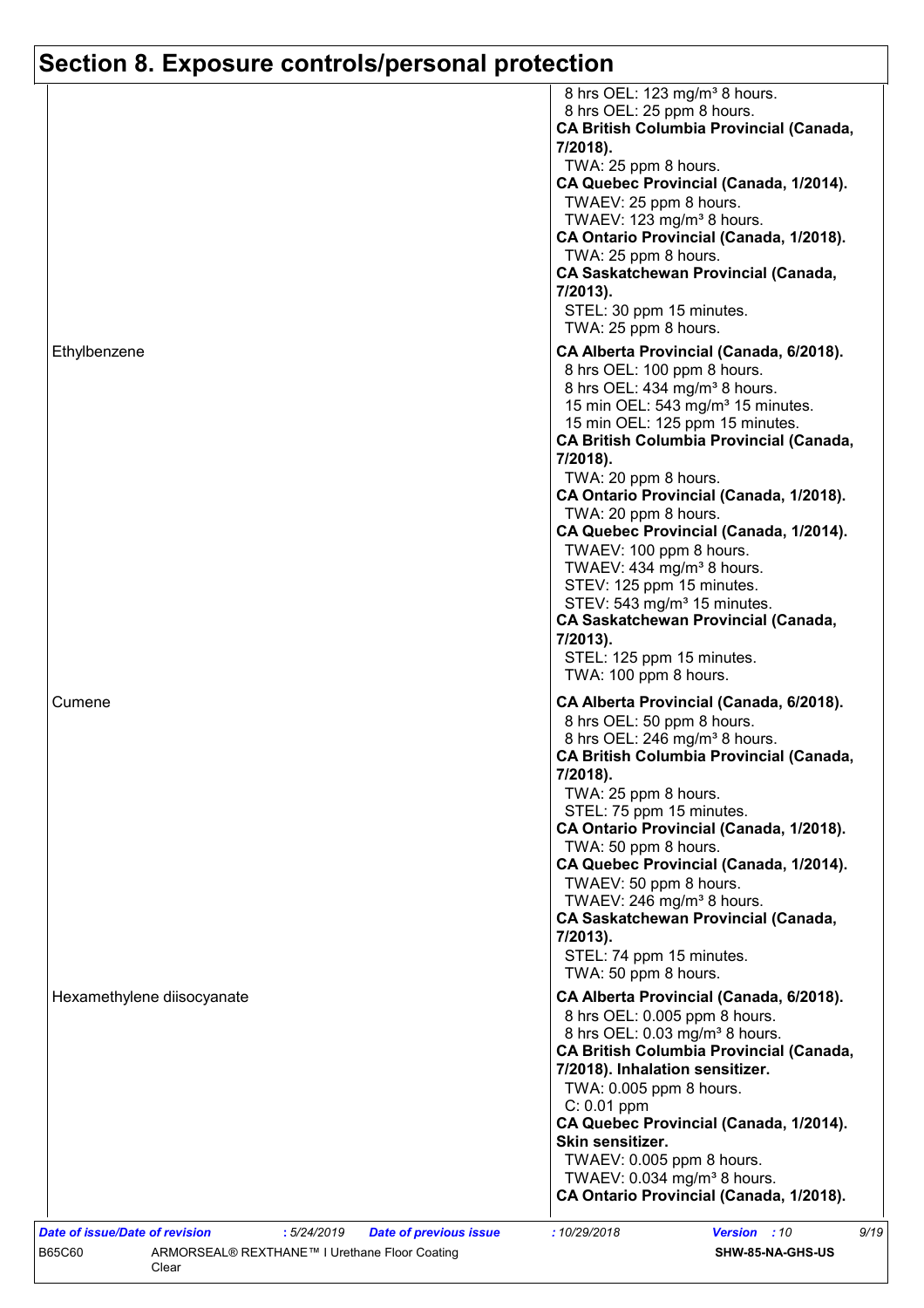## Section 8. Exposure controls/personal protection

| | |
|---|---|
| | 8 hrs OEL: 123 mg/m³ 8 hours.<br>8 hrs OEL: 25 ppm 8 hours.<br>**CA British Columbia Provincial (Canada, 7/2018).**<br>TWA: 25 ppm 8 hours.<br>**CA Quebec Provincial (Canada, 1/2014).**<br>TWAEV: 25 ppm 8 hours.<br>TWAEV: 123 mg/m³ 8 hours.<br>**CA Ontario Provincial (Canada, 1/2018).**<br>TWA: 25 ppm 8 hours.<br>**CA Saskatchewan Provincial (Canada, 7/2013).**<br>STEL: 30 ppm 15 minutes.<br>TWA: 25 ppm 8 hours. |
| Ethylbenzene | **CA Alberta Provincial (Canada, 6/2018).**<br>8 hrs OEL: 100 ppm 8 hours.<br>8 hrs OEL: 434 mg/m³ 8 hours.<br>15 min OEL: 543 mg/m³ 15 minutes.<br>15 min OEL: 125 ppm 15 minutes.<br>**CA British Columbia Provincial (Canada, 7/2018).**<br>TWA: 20 ppm 8 hours.<br>**CA Ontario Provincial (Canada, 1/2018).**<br>TWA: 20 ppm 8 hours.<br>**CA Quebec Provincial (Canada, 1/2014).**<br>TWAEV: 100 ppm 8 hours.<br>TWAEV: 434 mg/m³ 8 hours.<br>STEV: 125 ppm 15 minutes.<br>STEV: 543 mg/m³ 15 minutes.<br>**CA Saskatchewan Provincial (Canada, 7/2013).**<br>STEL: 125 ppm 15 minutes.<br>TWA: 100 ppm 8 hours. |
| Cumene | **CA Alberta Provincial (Canada, 6/2018).**<br>8 hrs OEL: 50 ppm 8 hours.<br>8 hrs OEL: 246 mg/m³ 8 hours.<br>**CA British Columbia Provincial (Canada, 7/2018).**<br>TWA: 25 ppm 8 hours.<br>STEL: 75 ppm 15 minutes.<br>**CA Ontario Provincial (Canada, 1/2018).**<br>TWA: 50 ppm 8 hours.<br>**CA Quebec Provincial (Canada, 1/2014).**<br>TWAEV: 50 ppm 8 hours.<br>TWAEV: 246 mg/m³ 8 hours.<br>**CA Saskatchewan Provincial (Canada, 7/2013).**<br>STEL: 74 ppm 15 minutes.<br>TWA: 50 ppm 8 hours. |
| Hexamethylene diisocyanate | **CA Alberta Provincial (Canada, 6/2018).**<br>8 hrs OEL: 0.005 ppm 8 hours.<br>8 hrs OEL: 0.03 mg/m³ 8 hours.<br>**CA British Columbia Provincial (Canada, 7/2018). Inhalation sensitizer.**<br>TWA: 0.005 ppm 8 hours.<br>C: 0.01 ppm<br>**CA Quebec Provincial (Canada, 1/2014). Skin sensitizer.**<br>TWAEV: 0.005 ppm 8 hours.<br>TWAEV: 0.034 mg/m³ 8 hours.<br>**CA Ontario Provincial (Canada, 1/2018).** |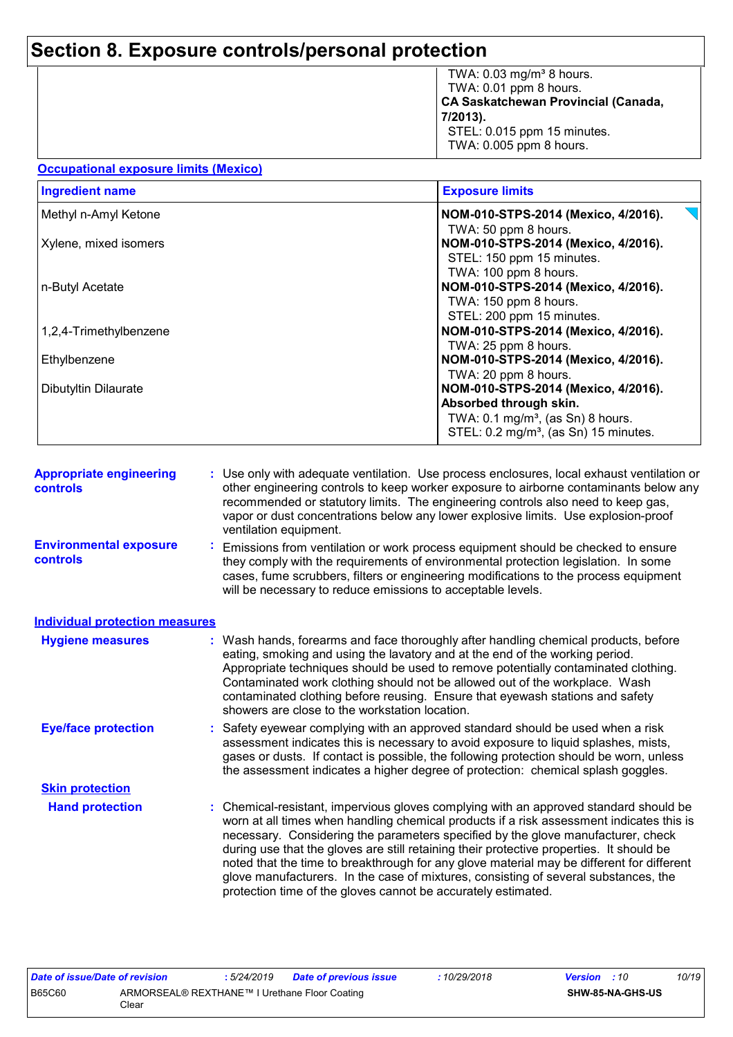# Section 8. Exposure controls/personal protection

| | |
|---|---|
| | TWA: 0.03 mg/m³ 8 hours.<br>TWA: 0.01 ppm 8 hours.<br>**CA Saskatchewan Provincial (Canada, 7/2013).**<br>STEL: 0.015 ppm 15 minutes.<br>TWA: 0.005 ppm 8 hours. |

**Occupational exposure limits (Mexico)**

| Ingredient name | Exposure limits |
|---|---|
| Methyl n-Amyl Ketone | **NOM-010-STPS-2014 (Mexico, 4/2016).**<br>TWA: 50 ppm 8 hours. |
| Xylene, mixed isomers | **NOM-010-STPS-2014 (Mexico, 4/2016).**<br>STEL: 150 ppm 15 minutes.<br>TWA: 100 ppm 8 hours. |
| n-Butyl Acetate | **NOM-010-STPS-2014 (Mexico, 4/2016).**<br>TWA: 150 ppm 8 hours.<br>STEL: 200 ppm 15 minutes. |
| 1,2,4-Trimethylbenzene | **NOM-010-STPS-2014 (Mexico, 4/2016).**<br>TWA: 25 ppm 8 hours. |
| Ethylbenzene | **NOM-010-STPS-2014 (Mexico, 4/2016).**<br>TWA: 20 ppm 8 hours. |
| Dibutyltin Dilaurate | **NOM-010-STPS-2014 (Mexico, 4/2016). Absorbed through skin.**<br>TWA: 0.1 mg/m³, (as Sn) 8 hours.<br>STEL: 0.2 mg/m³, (as Sn) 15 minutes. |

**Appropriate engineering controls** : Use only with adequate ventilation. Use process enclosures, local exhaust ventilation or other engineering controls to keep worker exposure to airborne contaminants below any recommended or statutory limits. The engineering controls also need to keep gas, vapor or dust concentrations below any lower explosive limits. Use explosion-proof ventilation equipment.

**Environmental exposure controls** : Emissions from ventilation or work process equipment should be checked to ensure they comply with the requirements of environmental protection legislation. In some cases, fume scrubbers, filters or engineering modifications to the process equipment will be necessary to reduce emissions to acceptable levels.

## Individual protection measures

**Hygiene measures** : Wash hands, forearms and face thoroughly after handling chemical products, before eating, smoking and using the lavatory and at the end of the working period. Appropriate techniques should be used to remove potentially contaminated clothing. Contaminated work clothing should not be allowed out of the workplace. Wash contaminated clothing before reusing. Ensure that eyewash stations and safety showers are close to the workstation location.

**Eye/face protection** : Safety eyewear complying with an approved standard should be used when a risk assessment indicates this is necessary to avoid exposure to liquid splashes, mists, gases or dusts. If contact is possible, the following protection should be worn, unless the assessment indicates a higher degree of protection: chemical splash goggles.

### Skin protection

**Hand protection** : Chemical-resistant, impervious gloves complying with an approved standard should be worn at all times when handling chemical products if a risk assessment indicates this is necessary. Considering the parameters specified by the glove manufacturer, check during use that the gloves are still retaining their protective properties. It should be noted that the time to breakthrough for any glove material may be different for different glove manufacturers. In the case of mixtures, consisting of several substances, the protection time of the gloves cannot be accurately estimated.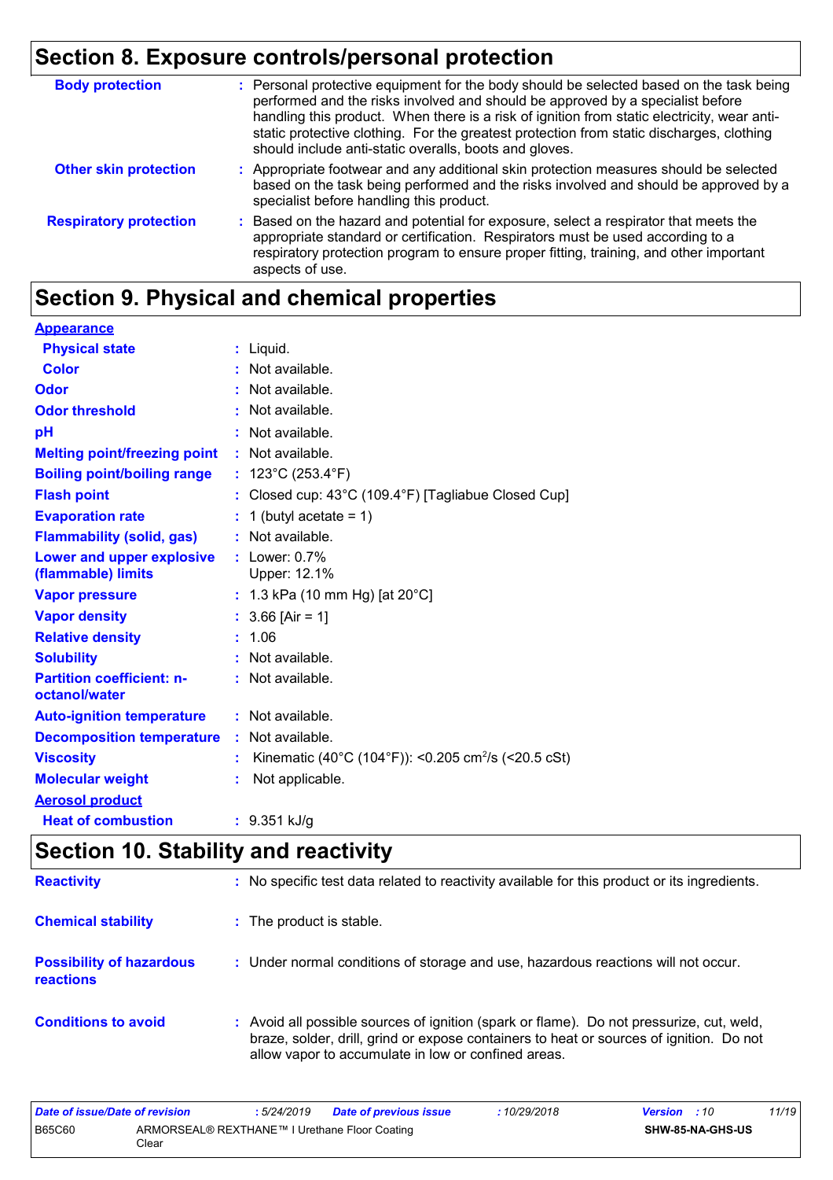## Section 8. Exposure controls/personal protection

**Body protection** : Personal protective equipment for the body should be selected based on the task being performed and the risks involved and should be approved by a specialist before handling this product. When there is a risk of ignition from static electricity, wear anti-static protective clothing. For the greatest protection from static discharges, clothing should include anti-static overalls, boots and gloves.

**Other skin protection** : Appropriate footwear and any additional skin protection measures should be selected based on the task being performed and the risks involved and should be approved by a specialist before handling this product.

**Respiratory protection** : Based on the hazard and potential for exposure, select a respirator that meets the appropriate standard or certification. Respirators must be used according to a respiratory protection program to ensure proper fitting, training, and other important aspects of use.

## Section 9. Physical and chemical properties

**Appearance**

| | |
|---|---|
| **Physical state** | : Liquid. |
| **Color** | : Not available. |
| **Odor** | : Not available. |
| **Odor threshold** | : Not available. |
| **pH** | : Not available. |
| **Melting point/freezing point** | : Not available. |
| **Boiling point/boiling range** | : 123°C (253.4°F) |
| **Flash point** | : Closed cup: 43°C (109.4°F) [Tagliabue Closed Cup] |
| **Evaporation rate** | : 1 (butyl acetate = 1) |
| **Flammability (solid, gas)** | : Not available. |
| **Lower and upper explosive (flammable) limits** | : Lower: 0.7% Upper: 12.1% |
| **Vapor pressure** | : 1.3 kPa (10 mm Hg) [at 20°C] |
| **Vapor density** | : 3.66 [Air = 1] |
| **Relative density** | : 1.06 |
| **Solubility** | : Not available. |
| **Partition coefficient: n-octanol/water** | : Not available. |
| **Auto-ignition temperature** | : Not available. |
| **Decomposition temperature** | : Not available. |
| **Viscosity** | : Kinematic (40°C (104°F)): <0.205 $cm^2/s$ (<20.5 cSt) |
| **Molecular weight** | : Not applicable. |

**Aerosol product**

| | |
|---|---|
| **Heat of combustion** | : 9.351 kJ/g |

## Section 10. Stability and reactivity

**Reactivity** : No specific test data related to reactivity available for this product or its ingredients.

**Chemical stability** : The product is stable.

**Possibility of hazardous reactions** : Under normal conditions of storage and use, hazardous reactions will not occur.

**Conditions to avoid** : Avoid all possible sources of ignition (spark or flame). Do not pressurize, cut, weld, braze, solder, drill, grind or expose containers to heat or sources of ignition. Do not allow vapor to accumulate in low or confined areas.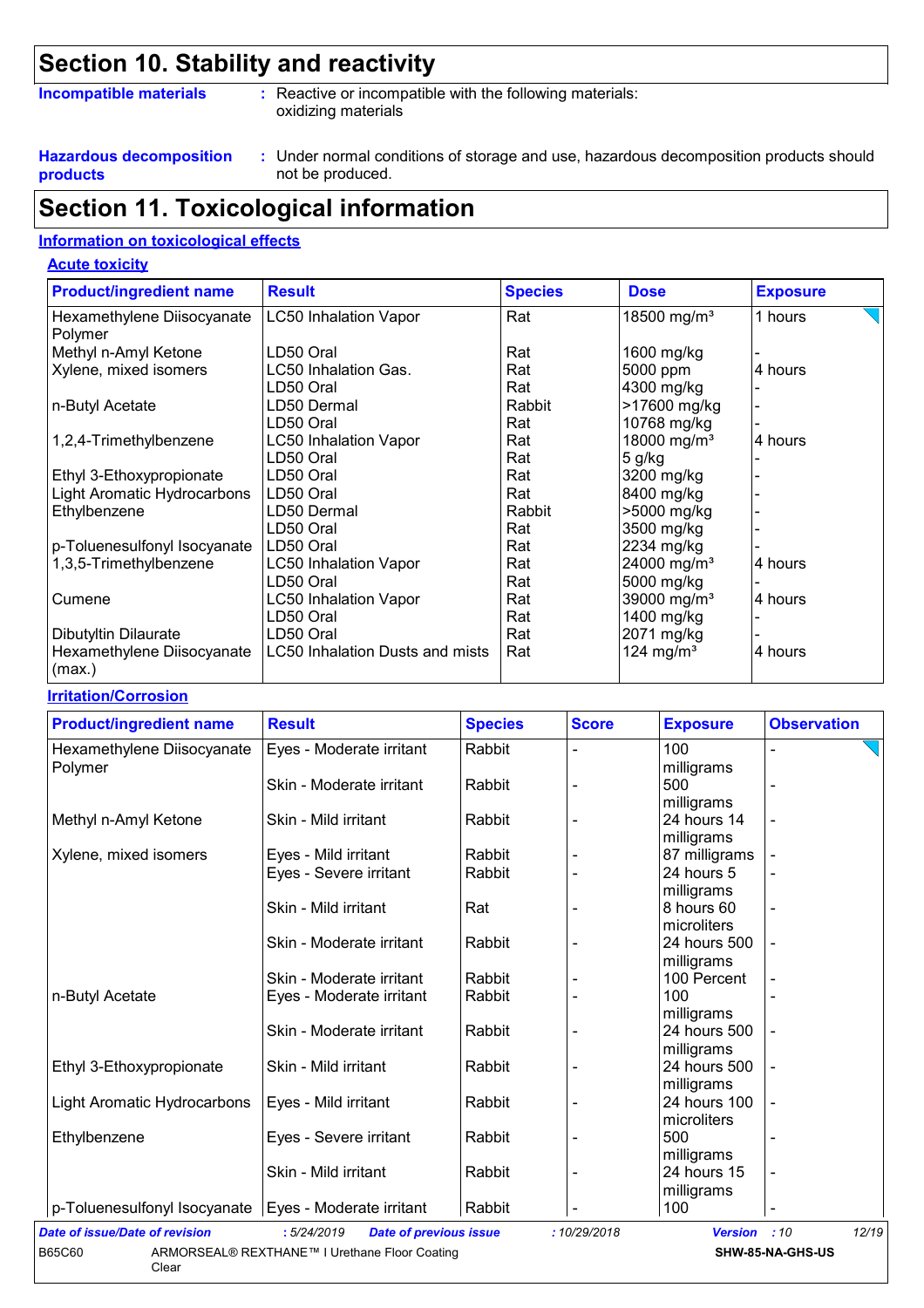# Section 10. Stability and reactivity

**Incompatible materials** : Reactive or incompatible with the following materials: oxidizing materials

**Hazardous decomposition products** : Under normal conditions of storage and use, hazardous decomposition products should not be produced.

# Section 11. Toxicological information

## Information on toxicological effects

### Acute toxicity

| Product/ingredient name | Result | Species | Dose | Exposure |
|---|---|---|---|---|
| Hexamethylene Diisocyanate Polymer | LC50 Inhalation Vapor | Rat | 18500 mg/m³ | 1 hours |
| Methyl n-Amyl Ketone | LD50 Oral | Rat | 1600 mg/kg | - |
| Xylene, mixed isomers | LC50 Inhalation Gas. | Rat | 5000 ppm | 4 hours |
| | LD50 Oral | Rat | 4300 mg/kg | - |
| n-Butyl Acetate | LD50 Dermal | Rabbit | >17600 mg/kg | - |
| | LD50 Oral | Rat | 10768 mg/kg | - |
| 1,2,4-Trimethylbenzene | LC50 Inhalation Vapor | Rat | 18000 mg/m³ | 4 hours |
| | LD50 Oral | Rat | 5 g/kg | - |
| Ethyl 3-Ethoxypropionate | LD50 Oral | Rat | 3200 mg/kg | - |
| Light Aromatic Hydrocarbons | LD50 Oral | Rat | 8400 mg/kg | - |
| Ethylbenzene | LD50 Dermal | Rabbit | >5000 mg/kg | - |
| | LD50 Oral | Rat | 3500 mg/kg | - |
| p-Toluenesulfonyl Isocyanate | LD50 Oral | Rat | 2234 mg/kg | - |
| 1,3,5-Trimethylbenzene | LC50 Inhalation Vapor | Rat | 24000 mg/m³ | 4 hours |
| | LD50 Oral | Rat | 5000 mg/kg | - |
| Cumene | LC50 Inhalation Vapor | Rat | 39000 mg/m³ | 4 hours |
| | LD50 Oral | Rat | 1400 mg/kg | - |
| Dibutyltin Dilaurate | LD50 Oral | Rat | 2071 mg/kg | - |
| Hexamethylene Diisocyanate (max.) | LC50 Inhalation Dusts and mists | Rat | 124 mg/m³ | 4 hours |

### Irritation/Corrosion

| Product/ingredient name | Result | Species | Score | Exposure | Observation |
|---|---|---|---|---|---|
| Hexamethylene Diisocyanate Polymer | Eyes - Moderate irritant | Rabbit | - | 100 milligrams | - |
| | Skin - Moderate irritant | Rabbit | - | 500 milligrams | - |
| Methyl n-Amyl Ketone | Skin - Mild irritant | Rabbit | - | 24 hours 14 milligrams | - |
| Xylene, mixed isomers | Eyes - Mild irritant | Rabbit | - | 87 milligrams | - |
| | Eyes - Severe irritant | Rabbit | - | 24 hours 5 milligrams | - |
| | Skin - Mild irritant | Rat | - | 8 hours 60 microliters | - |
| | Skin - Moderate irritant | Rabbit | - | 24 hours 500 milligrams | - |
| | Skin - Moderate irritant | Rabbit | - | 100 Percent | - |
| n-Butyl Acetate | Eyes - Moderate irritant | Rabbit | - | 100 milligrams | - |
| | Skin - Moderate irritant | Rabbit | - | 24 hours 500 milligrams | - |
| Ethyl 3-Ethoxypropionate | Skin - Mild irritant | Rabbit | - | 24 hours 500 milligrams | - |
| Light Aromatic Hydrocarbons | Eyes - Mild irritant | Rabbit | - | 24 hours 100 microliters | - |
| Ethylbenzene | Eyes - Severe irritant | Rabbit | - | 500 milligrams | - |
| | Skin - Mild irritant | Rabbit | - | 24 hours 15 milligrams | - |
| p-Toluenesulfonyl Isocyanate | Eyes - Moderate irritant | Rabbit | - | 100 | - |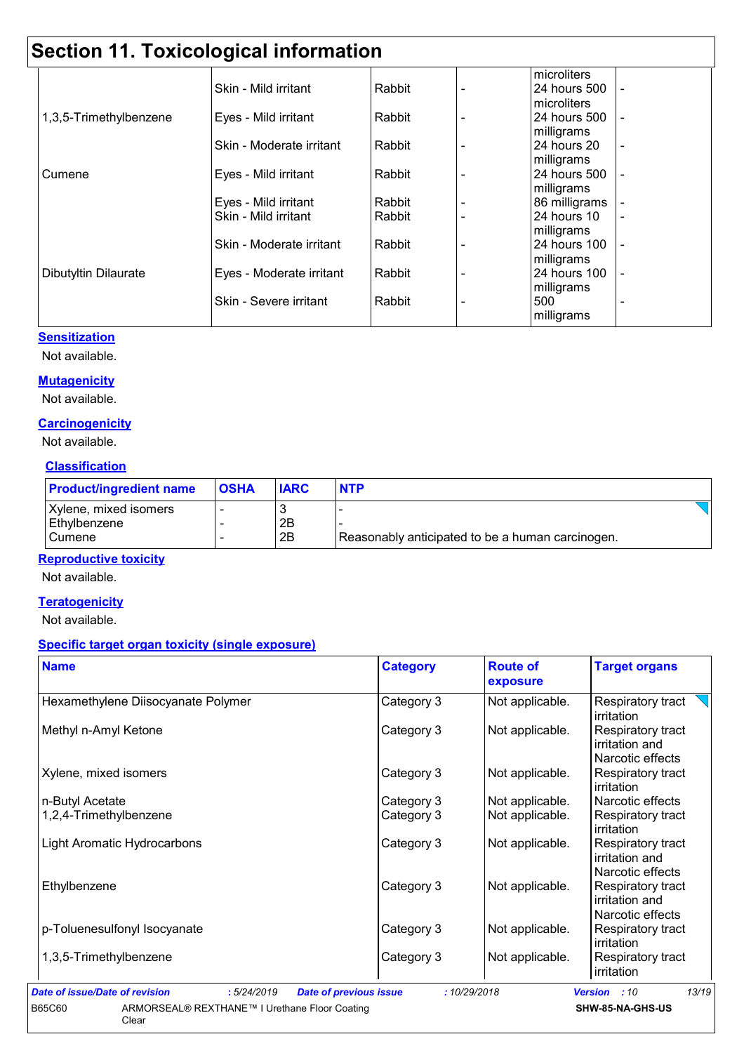# Section 11. Toxicological information

| | | | | | |
|---|---|---|---|---|---|
| | | | | microliters | |
| | Skin - Mild irritant | Rabbit | - | 24 hours 500 microliters | - |
| 1,3,5-Trimethylbenzene | Eyes - Mild irritant | Rabbit | - | 24 hours 500 milligrams | - |
| | Skin - Moderate irritant | Rabbit | - | 24 hours 20 milligrams | - |
| Cumene | Eyes - Mild irritant | Rabbit | - | 24 hours 500 milligrams | - |
| | Eyes - Mild irritant | Rabbit | - | 86 milligrams | - |
| | Skin - Mild irritant | Rabbit | - | 24 hours 10 milligrams | - |
| | Skin - Moderate irritant | Rabbit | - | 24 hours 100 milligrams | - |
| Dibutyltin Dilaurate | Eyes - Moderate irritant | Rabbit | - | 24 hours 100 milligrams | - |
| | Skin - Severe irritant | Rabbit | - | 500 milligrams | - |

**Sensitization**

Not available.

**Mutagenicity**

Not available.

**Carcinogenicity**

Not available.

**Classification**

| Product/ingredient name | OSHA | IARC | NTP |
|---|---|---|---|
| Xylene, mixed isomers | - | 3 | - |
| Ethylbenzene | - | 2B | - |
| Cumene | - | 2B | Reasonably anticipated to be a human carcinogen. |

**Reproductive toxicity**

Not available.

**Teratogenicity**

Not available.

**Specific target organ toxicity (single exposure)**

| Name | Category | Route of exposure | Target organs |
|---|---|---|---|
| Hexamethylene Diisocyanate Polymer | Category 3 | Not applicable. | Respiratory tract irritation |
| Methyl n-Amyl Ketone | Category 3 | Not applicable. | Respiratory tract irritation and Narcotic effects |
| Xylene, mixed isomers | Category 3 | Not applicable. | Respiratory tract irritation |
| n-Butyl Acetate | Category 3 | Not applicable. | Narcotic effects |
| 1,2,4-Trimethylbenzene | Category 3 | Not applicable. | Respiratory tract irritation |
| Light Aromatic Hydrocarbons | Category 3 | Not applicable. | Respiratory tract irritation and Narcotic effects |
| Ethylbenzene | Category 3 | Not applicable. | Respiratory tract irritation and Narcotic effects |
| p-Toluenesulfonyl Isocyanate | Category 3 | Not applicable. | Respiratory tract irritation |
| 1,3,5-Trimethylbenzene | Category 3 | Not applicable. | Respiratory tract irritation |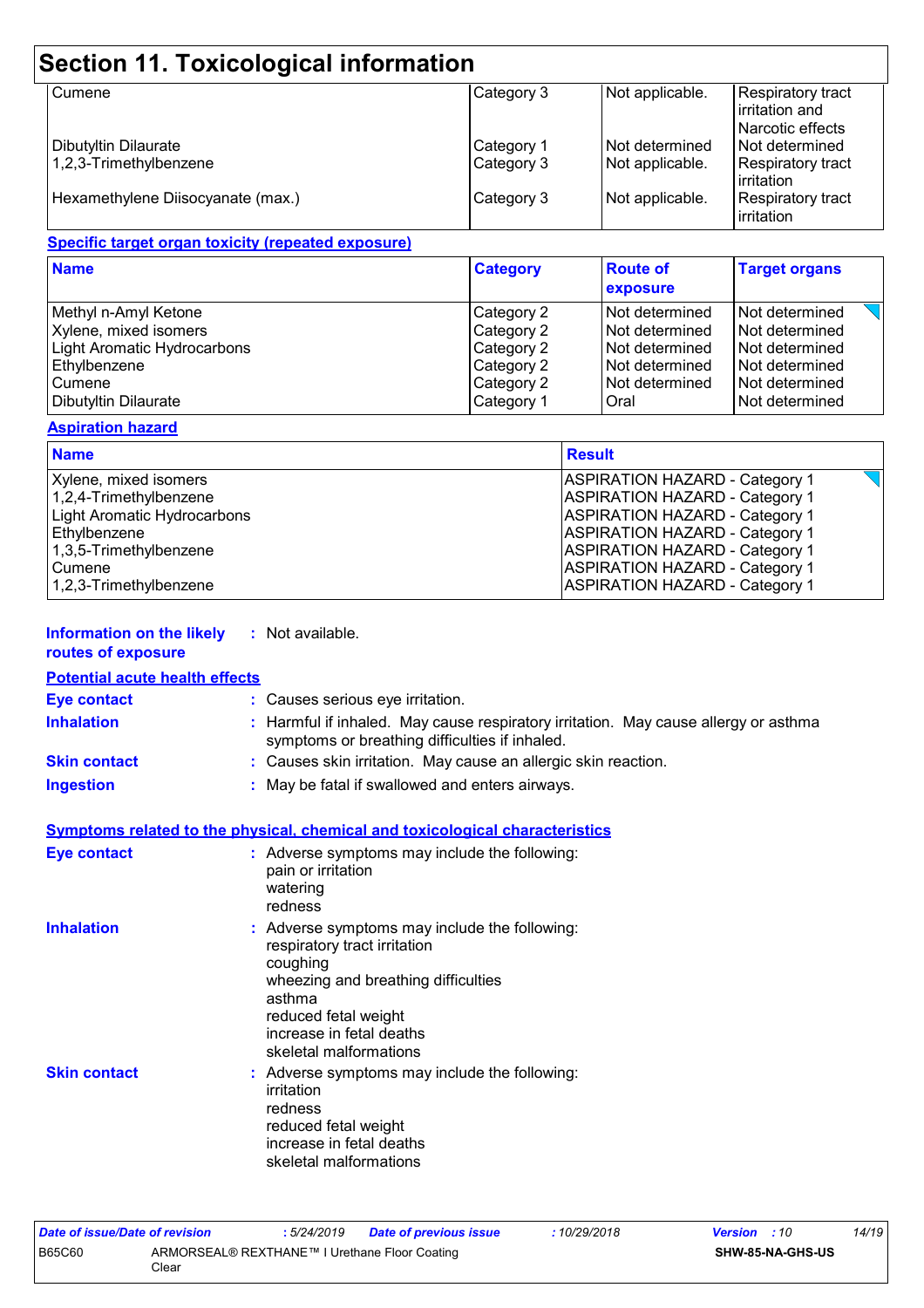## Section 11. Toxicological information

| | | | |
|---|---|---|---|
| Cumene | Category 3 | Not applicable. | Respiratory tract irritation and Narcotic effects |
| Dibutyltin Dilaurate | Category 1 | Not determined | Not determined |
| 1,2,3-Trimethylbenzene | Category 3 | Not applicable. | Respiratory tract irritation |
| Hexamethylene Diisocyanate (max.) | Category 3 | Not applicable. | Respiratory tract irritation |

**Specific target organ toxicity (repeated exposure)**

| Name | Category | Route of exposure | Target organs |
|---|---|---|---|
| Methyl n-Amyl Ketone | Category 2 | Not determined | Not determined |
| Xylene, mixed isomers | Category 2 | Not determined | Not determined |
| Light Aromatic Hydrocarbons | Category 2 | Not determined | Not determined |
| Ethylbenzene | Category 2 | Not determined | Not determined |
| Cumene | Category 2 | Not determined | Not determined |
| Dibutyltin Dilaurate | Category 1 | Oral | Not determined |

**Aspiration hazard**

| Name | Result |
|---|---|
| Xylene, mixed isomers | ASPIRATION HAZARD - Category 1 |
| 1,2,4-Trimethylbenzene | ASPIRATION HAZARD - Category 1 |
| Light Aromatic Hydrocarbons | ASPIRATION HAZARD - Category 1 |
| Ethylbenzene | ASPIRATION HAZARD - Category 1 |
| 1,3,5-Trimethylbenzene | ASPIRATION HAZARD - Category 1 |
| Cumene | ASPIRATION HAZARD - Category 1 |
| 1,2,3-Trimethylbenzene | ASPIRATION HAZARD - Category 1 |

**Information on the likely routes of exposure** : Not available.

**Potential acute health effects**

**Eye contact** : Causes serious eye irritation.

**Inhalation** : Harmful if inhaled. May cause respiratory irritation. May cause allergy or asthma symptoms or breathing difficulties if inhaled.

**Skin contact** : Causes skin irritation. May cause an allergic skin reaction.

**Ingestion** : May be fatal if swallowed and enters airways.

**Symptoms related to the physical, chemical and toxicological characteristics**

**Eye contact** : Adverse symptoms may include the following:
pain or irritation
watering
redness

**Inhalation** : Adverse symptoms may include the following:
respiratory tract irritation
coughing
wheezing and breathing difficulties
asthma
reduced fetal weight
increase in fetal deaths
skeletal malformations

**Skin contact** : Adverse symptoms may include the following:
irritation
redness
reduced fetal weight
increase in fetal deaths
skeletal malformations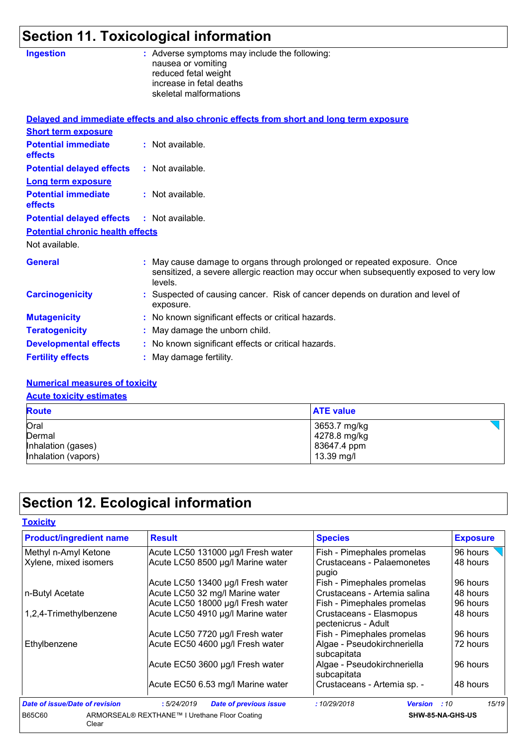# Section 11. Toxicological information

**Ingestion** : Adverse symptoms may include the following:
nausea or vomiting
reduced fetal weight
increase in fetal deaths
skeletal malformations

**Delayed and immediate effects and also chronic effects from short and long term exposure**

**Short term exposure**

**Potential immediate effects** : Not available.

**Potential delayed effects** : Not available.

**Long term exposure**

**Potential immediate effects** : Not available.

**Potential delayed effects** : Not available.

**Potential chronic health effects**

Not available.

**General** : May cause damage to organs through prolonged or repeated exposure. Once sensitized, a severe allergic reaction may occur when subsequently exposed to very low levels.

**Carcinogenicity** : Suspected of causing cancer. Risk of cancer depends on duration and level of exposure.

**Mutagenicity** : No known significant effects or critical hazards.

**Teratogenicity** : May damage the unborn child.

**Developmental effects** : No known significant effects or critical hazards.

**Fertility effects** : May damage fertility.

**Numerical measures of toxicity**

**Acute toxicity estimates**

| Route | ATE value |
|---|---|
| Oral | 3653.7 mg/kg |
| Dermal | 4278.8 mg/kg |
| Inhalation (gases) | 83647.4 ppm |
| Inhalation (vapors) | 13.39 mg/l |

# Section 12. Ecological information

**Toxicity**

| Product/ingredient name | Result | Species | Exposure |
|---|---|---|---|
| Methyl n-Amyl Ketone | Acute LC50 131000 µg/l Fresh water | Fish - Pimephales promelas | 96 hours |
| Xylene, mixed isomers | Acute LC50 8500 µg/l Marine water | Crustaceans - Palaemonetes pugio | 48 hours |
| | Acute LC50 13400 µg/l Fresh water | Fish - Pimephales promelas | 96 hours |
| n-Butyl Acetate | Acute LC50 32 mg/l Marine water | Crustaceans - Artemia salina | 48 hours |
| | Acute LC50 18000 µg/l Fresh water | Fish - Pimephales promelas | 96 hours |
| 1,2,4-Trimethylbenzene | Acute LC50 4910 µg/l Marine water | Crustaceans - Elasmopus pectenicrus - Adult | 48 hours |
| | Acute LC50 7720 µg/l Fresh water | Fish - Pimephales promelas | 96 hours |
| Ethylbenzene | Acute EC50 4600 µg/l Fresh water | Algae - Pseudokirchneriella subcapitata | 72 hours |
| | Acute EC50 3600 µg/l Fresh water | Algae - Pseudokirchneriella subcapitata | 96 hours |
| | Acute EC50 6.53 mg/l Marine water | Crustaceans - Artemia sp. - | 48 hours |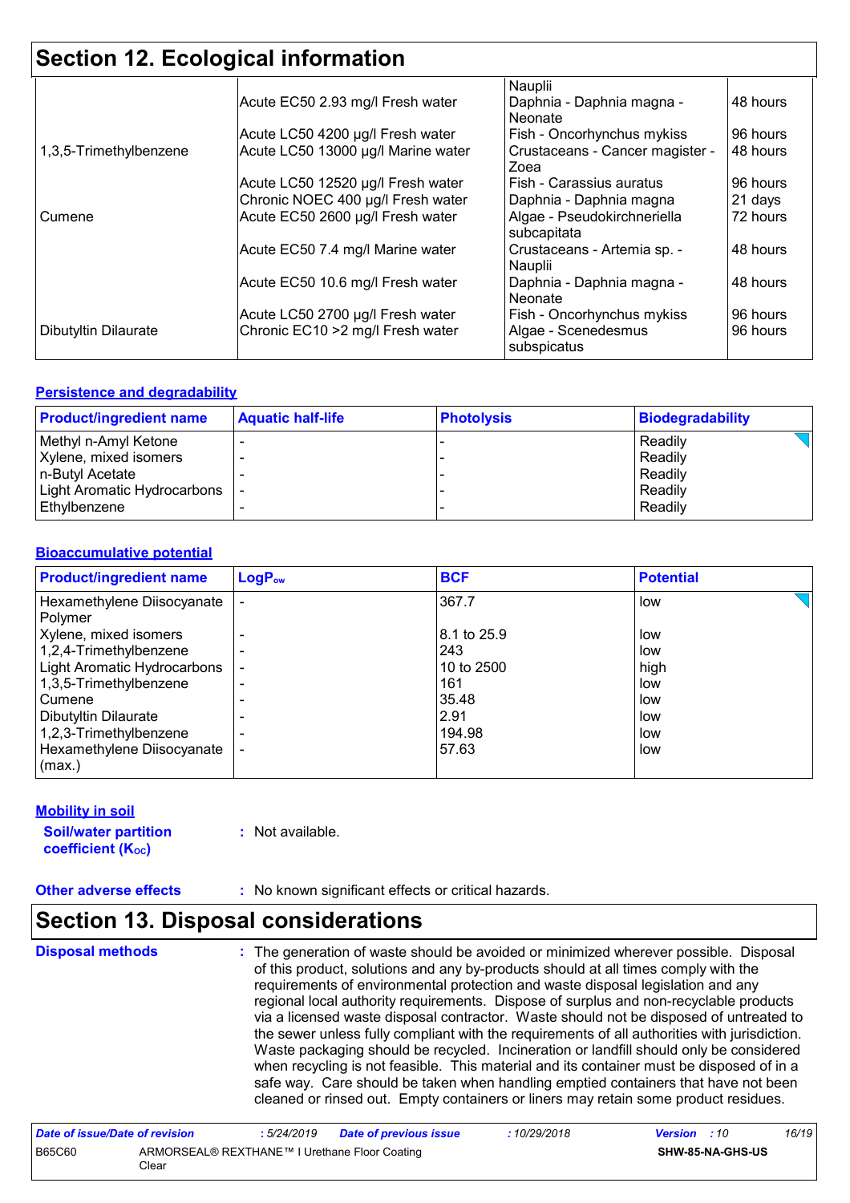## Section 12. Ecological information

| | | | |
|---|---|---|---|
| | Acute EC50 2.93 mg/l Fresh water | Nauplii<br>Daphnia - Daphnia magna - Neonate | 48 hours |
| 1,3,5-Trimethylbenzene | Acute LC50 4200 µg/l Fresh water<br>Acute LC50 13000 µg/l Marine water | Fish - Oncorhynchus mykiss<br>Crustaceans - Cancer magister - Zoea | 96 hours<br>48 hours |
| | Acute LC50 12520 µg/l Fresh water | Fish - Carassius auratus | 96 hours |
| Cumene | Chronic NOEC 400 µg/l Fresh water<br>Acute EC50 2600 µg/l Fresh water | Daphnia - Daphnia magna<br>Algae - Pseudokirchneriella subcapitata | 21 days<br>72 hours |
| | Acute EC50 7.4 mg/l Marine water | Crustaceans - Artemia sp. - Nauplii | 48 hours |
| | Acute EC50 10.6 mg/l Fresh water | Daphnia - Daphnia magna - Neonate | 48 hours |
| | Acute LC50 2700 µg/l Fresh water | Fish - Oncorhynchus mykiss | 96 hours |
| Dibutyltin Dilaurate | Chronic EC10 >2 mg/l Fresh water | Algae - Scenedesmus subspicatus | 96 hours |

### Persistence and degradability

| Product/ingredient name | Aquatic half-life | Photolysis | Biodegradability |
|---|---|---|---|
| Methyl n-Amyl Ketone | - | - | Readily |
| Xylene, mixed isomers | - | - | Readily |
| n-Butyl Acetate | - | - | Readily |
| Light Aromatic Hydrocarbons | - | - | Readily |
| Ethylbenzene | - | - | Readily |

### Bioaccumulative potential

| Product/ingredient name | $LogP_{ow}$ | BCF | Potential |
|---|---|---|---|
| Hexamethylene Diisocyanate Polymer | - | 367.7 | low |
| Xylene, mixed isomers | - | 8.1 to 25.9 | low |
| 1,2,4-Trimethylbenzene | - | 243 | low |
| Light Aromatic Hydrocarbons | - | 10 to 2500 | high |
| 1,3,5-Trimethylbenzene | - | 161 | low |
| Cumene | - | 35.48 | low |
| Dibutyltin Dilaurate | - | 2.91 | low |
| 1,2,3-Trimethylbenzene | - | 194.98 | low |
| Hexamethylene Diisocyanate (max.) | - | 57.63 | low |

### Mobility in soil

**Soil/water partition coefficient ($K_{OC}$)** : Not available.

**Other adverse effects** : No known significant effects or critical hazards.

## Section 13. Disposal considerations

**Disposal methods** : The generation of waste should be avoided or minimized wherever possible. Disposal of this product, solutions and any by-products should at all times comply with the requirements of environmental protection and waste disposal legislation and any regional local authority requirements. Dispose of surplus and non-recyclable products via a licensed waste disposal contractor. Waste should not be disposed of untreated to the sewer unless fully compliant with the requirements of all authorities with jurisdiction. Waste packaging should be recycled. Incineration or landfill should only be considered when recycling is not feasible. This material and its container must be disposed of in a safe way. Care should be taken when handling emptied containers that have not been cleaned or rinsed out. Empty containers or liners may retain some product residues.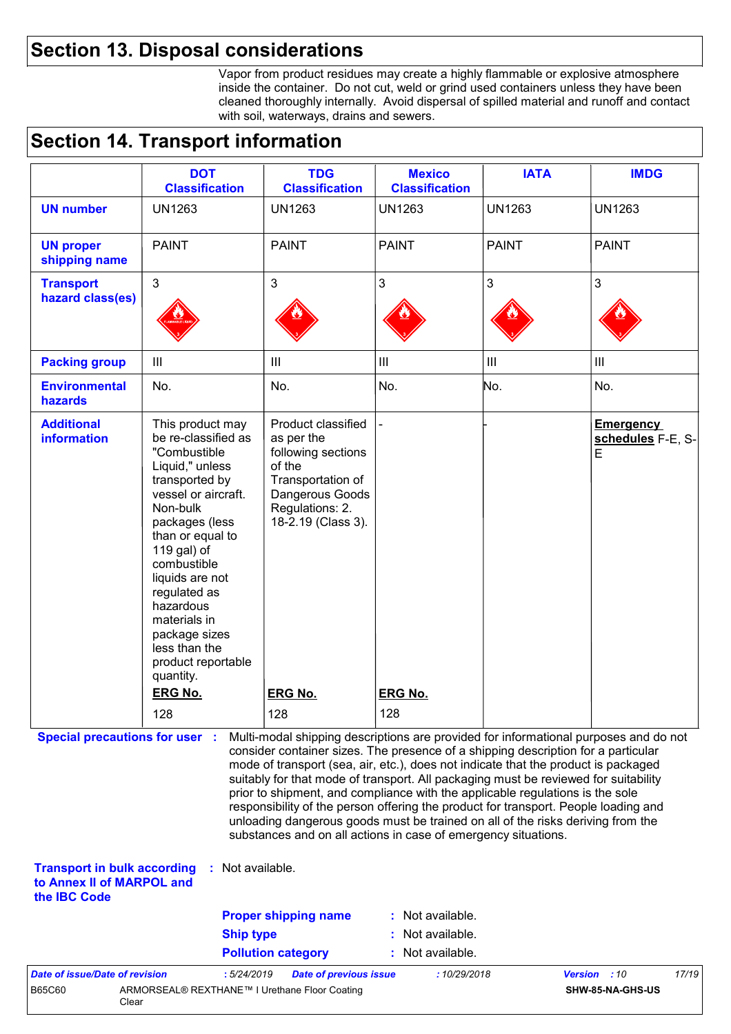# Section 13. Disposal considerations

Vapor from product residues may create a highly flammable or explosive atmosphere inside the container. Do not cut, weld or grind used containers unless they have been cleaned thoroughly internally. Avoid dispersal of spilled material and runoff and contact with soil, waterways, drains and sewers.

# Section 14. Transport information

| | DOT Classification | TDG Classification | Mexico Classification | IATA | IMDG |
|---|---|---|---|---|---|
| **UN number** | UN1263 | UN1263 | UN1263 | UN1263 | UN1263 |
| **UN proper shipping name** | PAINT | PAINT | PAINT | PAINT | PAINT |
| **Transport hazard class(es)** | 3 | 3 | 3 | 3 | 3 |
| **Packing group** | III | III | III | III | III |
| **Environmental hazards** | No. | No. | No. | No. | No. |
| **Additional information** | This product may be re-classified as "Combustible Liquid," unless transported by vessel or aircraft. Non-bulk packages (less than or equal to 119 gal) of combustible liquids are not regulated as hazardous materials in package sizes less than the product reportable quantity. **ERG No.** 128 | Product classified as per the following sections of the Transportation of Dangerous Goods Regulations: 2. 18-2.19 (Class 3). **ERG No.** 128 | - **ERG No.** 128 | - | **Emergency schedules** F-E, S-E |

**Special precautions for user** : Multi-modal shipping descriptions are provided for informational purposes and do not consider container sizes. The presence of a shipping description for a particular mode of transport (sea, air, etc.), does not indicate that the product is packaged suitably for that mode of transport. All packaging must be reviewed for suitability prior to shipment, and compliance with the applicable regulations is the sole responsibility of the person offering the product for transport. People loading and unloading dangerous goods must be trained on all of the risks deriving from the substances and on all actions in case of emergency situations.

**Transport in bulk according to Annex II of MARPOL and the IBC Code** : Not available.

**Proper shipping name** : Not available.

**Ship type** : Not available.

**Pollution category** : Not available.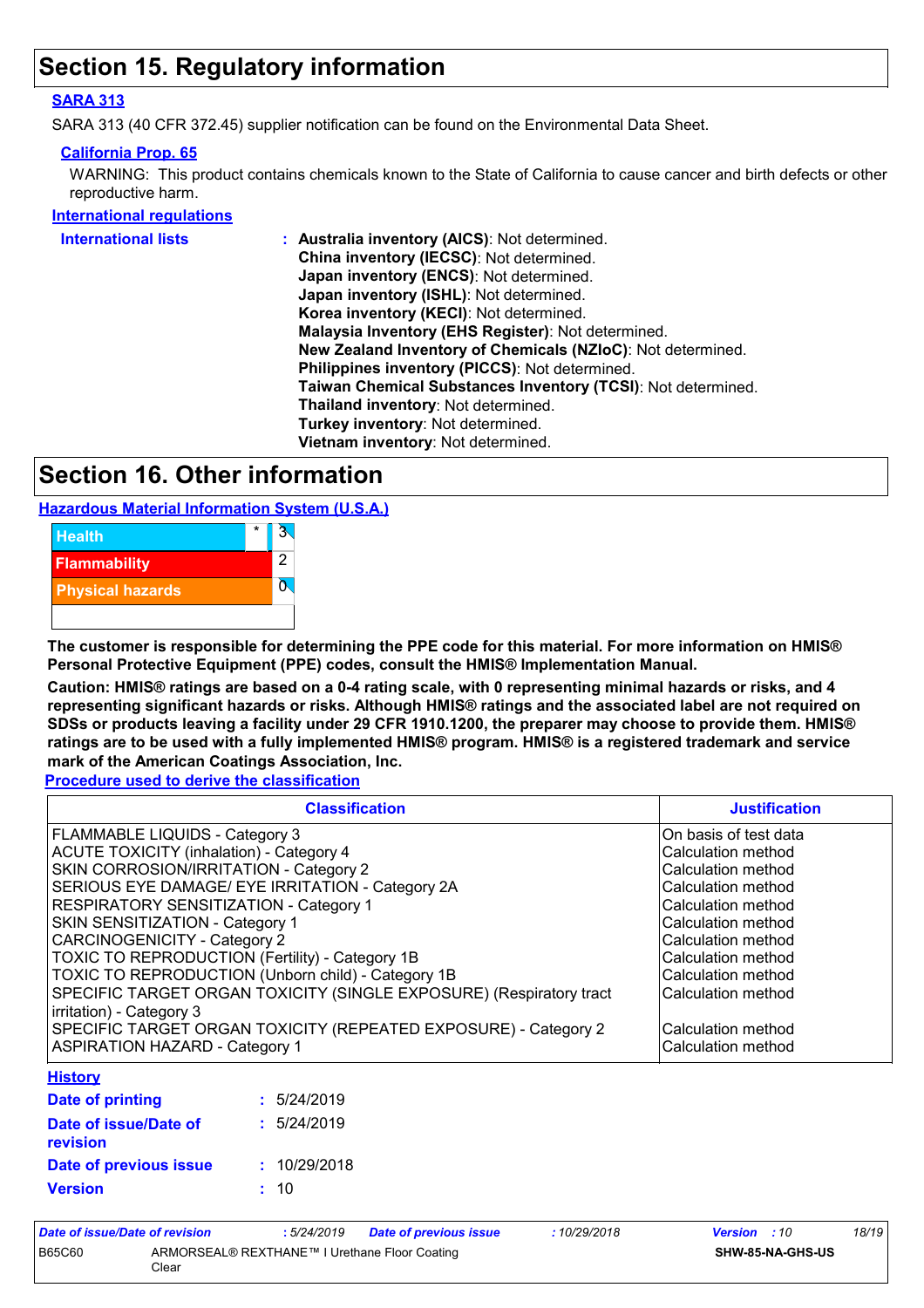# Section 15. Regulatory information

**SARA 313**

SARA 313 (40 CFR 372.45) supplier notification can be found on the Environmental Data Sheet.

**California Prop. 65**

WARNING: This product contains chemicals known to the State of California to cause cancer and birth defects or other reproductive harm.

**International regulations**

**International lists** : **Australia inventory (AICS)**: Not determined.
**China inventory (IECSC)**: Not determined.
**Japan inventory (ENCS)**: Not determined.
**Japan inventory (ISHL)**: Not determined.
**Korea inventory (KECI)**: Not determined.
**Malaysia Inventory (EHS Register)**: Not determined.
**New Zealand Inventory of Chemicals (NZIoC)**: Not determined.
**Philippines inventory (PICCS)**: Not determined.
**Taiwan Chemical Substances Inventory (TCSI)**: Not determined.
**Thailand inventory**: Not determined.
**Turkey inventory**: Not determined.
**Vietnam inventory**: Not determined.

# Section 16. Other information

**Hazardous Material Information System (U.S.A.)**

| | | |
|---|---|---|
| Health | * | 3 |
| Flammability | | 2 |
| Physical hazards | | 0 |

**The customer is responsible for determining the PPE code for this material. For more information on HMIS® Personal Protective Equipment (PPE) codes, consult the HMIS® Implementation Manual.**

**Caution: HMIS® ratings are based on a 0-4 rating scale, with 0 representing minimal hazards or risks, and 4 representing significant hazards or risks. Although HMIS® ratings and the associated label are not required on SDSs or products leaving a facility under 29 CFR 1910.1200, the preparer may choose to provide them. HMIS® ratings are to be used with a fully implemented HMIS® program. HMIS® is a registered trademark and service mark of the American Coatings Association, Inc.**

**Procedure used to derive the classification**

| Classification | Justification |
|---|---|
| FLAMMABLE LIQUIDS - Category 3 | On basis of test data |
| ACUTE TOXICITY (inhalation) - Category 4 | Calculation method |
| SKIN CORROSION/IRRITATION - Category 2 | Calculation method |
| SERIOUS EYE DAMAGE/ EYE IRRITATION - Category 2A | Calculation method |
| RESPIRATORY SENSITIZATION - Category 1 | Calculation method |
| SKIN SENSITIZATION - Category 1 | Calculation method |
| CARCINOGENICITY - Category 2 | Calculation method |
| TOXIC TO REPRODUCTION (Fertility) - Category 1B | Calculation method |
| TOXIC TO REPRODUCTION (Unborn child) - Category 1B | Calculation method |
| SPECIFIC TARGET ORGAN TOXICITY (SINGLE EXPOSURE) (Respiratory tract irritation) - Category 3 | Calculation method |
| SPECIFIC TARGET ORGAN TOXICITY (REPEATED EXPOSURE) - Category 2 | Calculation method |
| ASPIRATION HAZARD - Category 1 | Calculation method |

**History**

**Date of printing** : 5/24/2019

**Date of issue/Date of revision** : 5/24/2019

**Date of previous issue** : 10/29/2018

**Version** : 10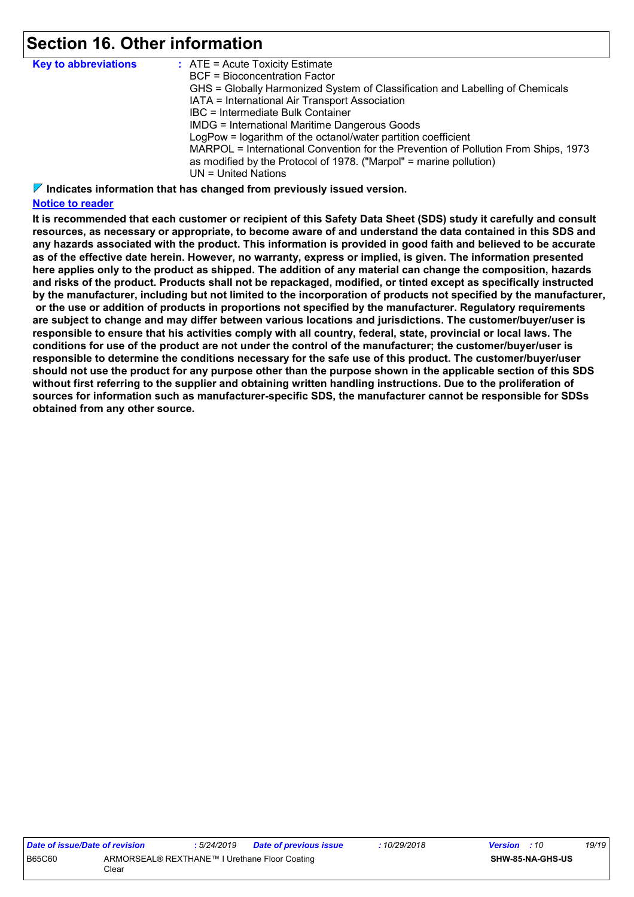## Section 16. Other information

**Key to abbreviations** : ATE = Acute Toxicity Estimate
BCF = Bioconcentration Factor
GHS = Globally Harmonized System of Classification and Labelling of Chemicals
IATA = International Air Transport Association
IBC = Intermediate Bulk Container
IMDG = International Maritime Dangerous Goods
LogPow = logarithm of the octanol/water partition coefficient
MARPOL = International Convention for the Prevention of Pollution From Ships, 1973 as modified by the Protocol of 1978. ("Marpol" = marine pollution)
UN = United Nations

**Indicates information that has changed from previously issued version.**

**Notice to reader**

**It is recommended that each customer or recipient of this Safety Data Sheet (SDS) study it carefully and consult resources, as necessary or appropriate, to become aware of and understand the data contained in this SDS and any hazards associated with the product. This information is provided in good faith and believed to be accurate as of the effective date herein. However, no warranty, express or implied, is given. The information presented here applies only to the product as shipped. The addition of any material can change the composition, hazards and risks of the product. Products shall not be repackaged, modified, or tinted except as specifically instructed by the manufacturer, including but not limited to the incorporation of products not specified by the manufacturer, or the use or addition of products in proportions not specified by the manufacturer. Regulatory requirements are subject to change and may differ between various locations and jurisdictions. The customer/buyer/user is responsible to ensure that his activities comply with all country, federal, state, provincial or local laws. The conditions for use of the product are not under the control of the manufacturer; the customer/buyer/user is responsible to determine the conditions necessary for the safe use of this product. The customer/buyer/user should not use the product for any purpose other than the purpose shown in the applicable section of this SDS without first referring to the supplier and obtaining written handling instructions. Due to the proliferation of sources for information such as manufacturer-specific SDS, the manufacturer cannot be responsible for SDSs obtained from any other source.**